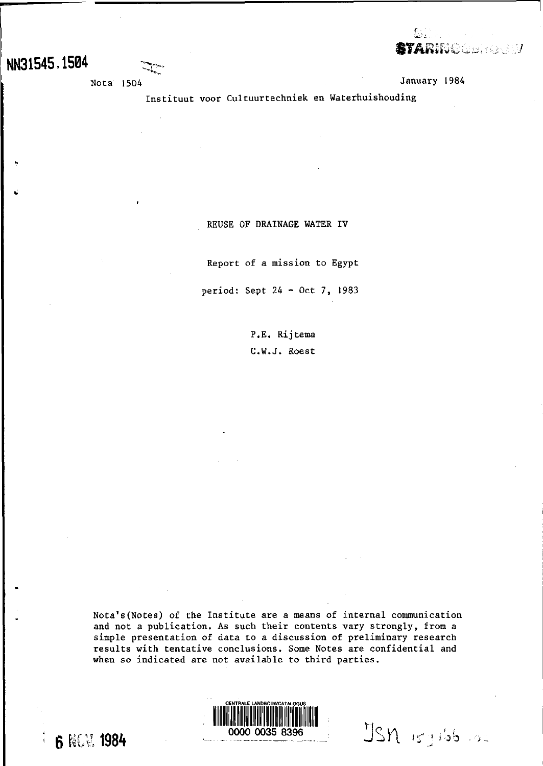NN31545.1504

Nota 1504

January 1984

Instituut voor Cultuurtechniek en Waterhuishouding

# REUSE OF DRAINAGE WATER IV

Report of a mission to Egypt

period: Sept 24 - Oct 7, 1983

P.E. Rijtema

C.W.J. Roest

Nota's(Notes) of the Institute are a means of internal communication and not a publication. As such their contents vary strongly, from a simple presentation of data to a discussion of preliminary research results with tentative conclusions. Some Notes are confidential and when so indicated are not available to third parties.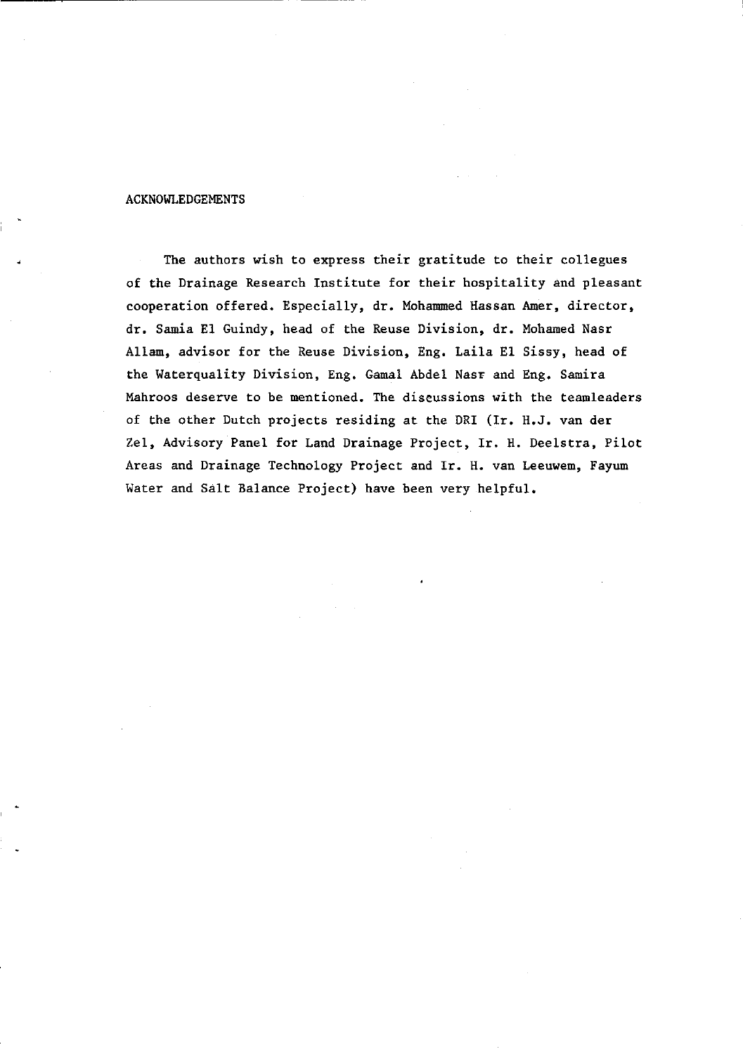## ACKNOWLEDGEMENTS

The authors wish to express their gratitude to their collegues of the Drainage Research Institute for their hospitality and pleasant cooperation offered. Especially, dr. Mohammed Hassan Amer, director, dr. Samia El Guindy, head of the Reuse Division, dr. Mohamed Nasr Allam, advisor for the Reuse Division, Eng. Laila El Sissy, head of the Waterquality Division, Eng. Gamal Abdel Nasr and Eng. Samira Mahroos deserve to be mentioned. The discussions with the teamleaders of the other Dutch projects residing at the DRI (Ir. H.J. van der Zel, Advisory Panel for Land Drainage Project, Ir. H. Deelstra, Pilot Areas and Drainage Technology Project and Ir. H. van Leeuwem, Fayum Water and Salt Balance Project) have been very helpful.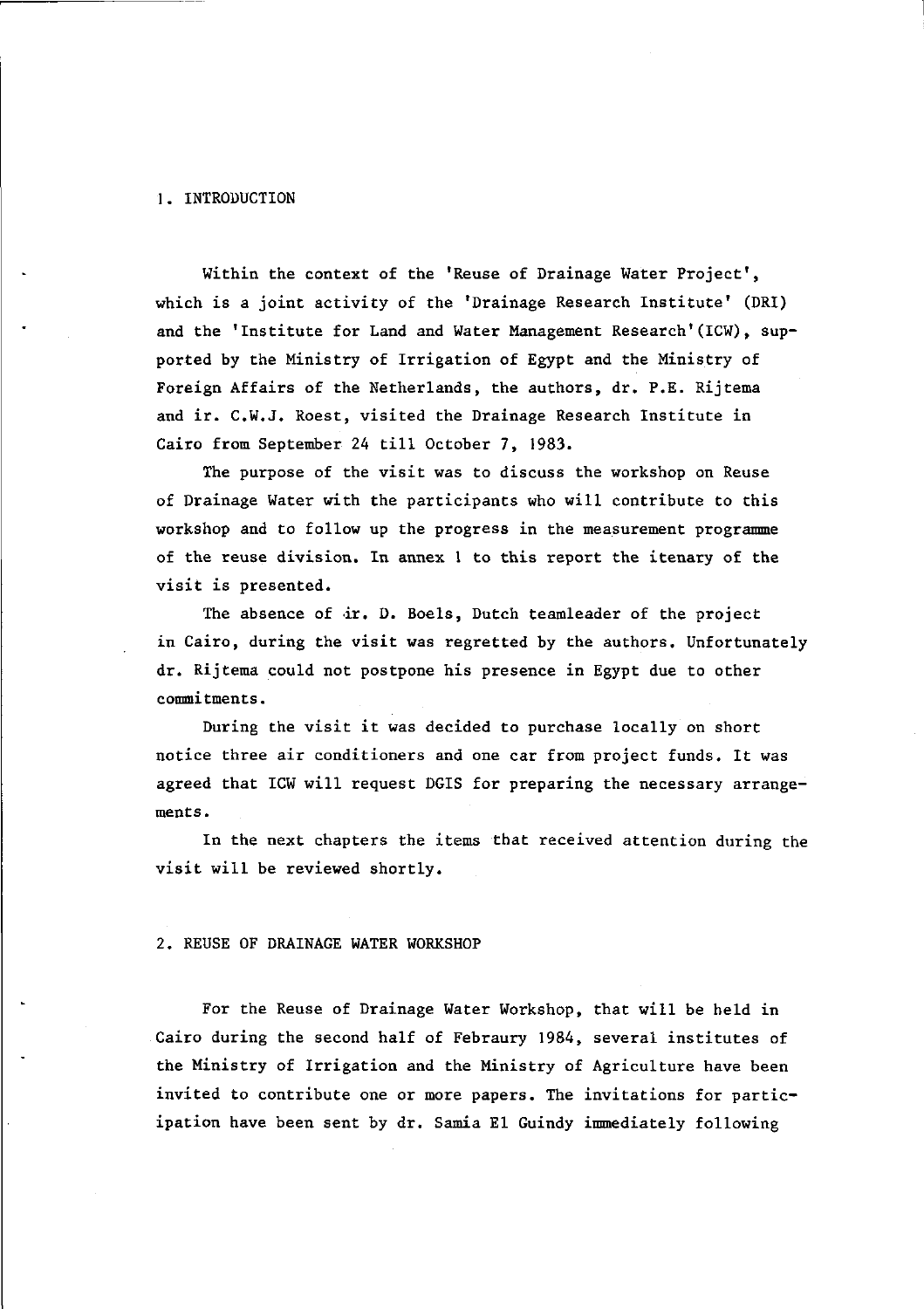## 1. INTRODUCTION

Within the context of the 'Reuse of Drainage Water Project', which is a joint activity of the 'Drainage Research Institute' (DRI) and the 'Institute for Land and Water Management Research'(ICW), supported by the Ministry of Irrigation of Egypt and the Ministry of Foreign Affairs of the Netherlands, the authors, dr. P.E. Rijtema and ir. C.W.J. Roest, visited the Drainage Research Institute in Cairo from September 24 till October 7, 1983.

The purpose of the visit was to discuss the workshop on Reuse of Drainage Water with the participants who will contribute to this workshop and to follow up the progress in the measurement programme of the reuse division. In annex 1 to this report the itenary of the visit is presented.

The absence of ir. D. Boels, Dutch teamleader of the project in Cairo, during the visit was regretted by the authors. Unfortunately dr. Rijtema could not postpone his presence in Egypt due to other commitments.

During the visit it was decided to purchase locally on short notice three air conditioners and one car from project funds. It was agreed that ICW will request DGIS for preparing the necessary arrangements.

In the next chapters the items that received attention during the visit will be reviewed shortly.

## 2. REUSE OF DRAINAGE WATER WORKSHOP

For the Reuse of Drainage Water Workshop, that will be held in Cairo during the second half of Febraury 1984, several institutes of the Ministry of Irrigation and the Ministry of Agriculture have been invited to contribute one or more papers. The invitations for participation have been sent by dr. Samia El Guindy immediately following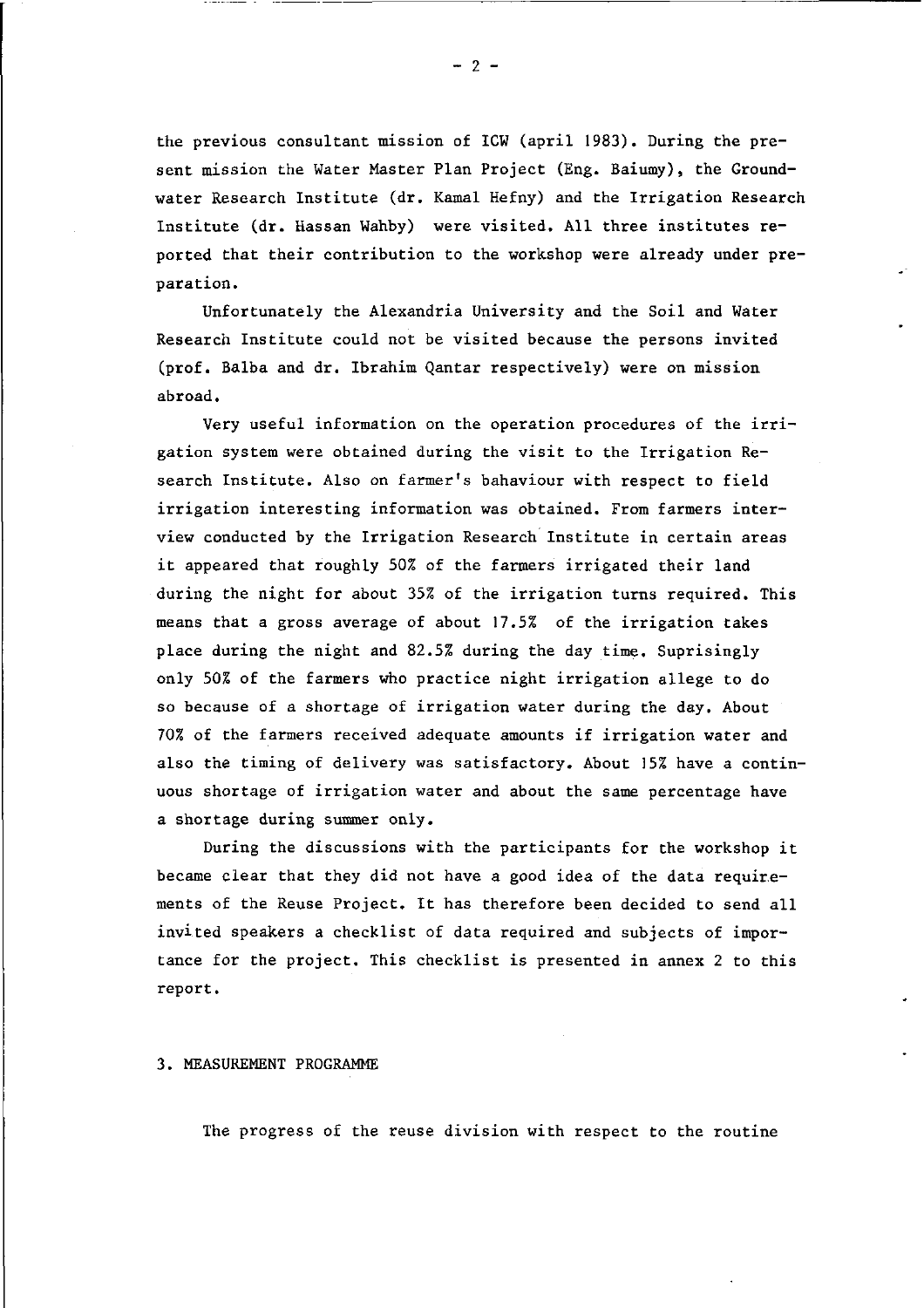the previous consultant mission of ICW (april 1983). During the present mission the Water Master Plan Project (Eng. Baiumy), the Groundwater Research Institute (dr. Kamal Hefny) and the Irrigation Research Institute (dr. Hassan Wahby) were visited. All three institutes reported that their contribution to the workshop were already under preparation.

Unfortunately the Alexandria University and the Soil and Water Research Institute could not be visited because the persons invited (prof. Balba and dr. Ibrahim Qantar respectively) were on mission abroad.

Very useful information on the operation procedures of the irrigation system were obtained during the visit to the Irrigation Research Institute. Also on farmer's bahaviour with respect to field irrigation interesting information was obtained. From farmers interview conducted by the Irrigation Research Institute in certain areas it appeared that roughly 50% of the farmers irrigated their land during the night for about 35% of the irrigation turns required. This means that a gross average of about 17.5% of the irrigation takes place during the night and 82.5% during the day time. Suprisingly only 50% of the farmers who practice night irrigation allege to do so because of a shortage of irrigation water during the day. About 70% of the farmers received adequate amounts if irrigation water and also the timing of delivery was satisfactory. About 15% have a continuous shortage of irrigation water and about the same percentage have a shortage during summer only.

During the discussions with the participants for the workshop it became clear that they did not have a good idea of the data requirements of the Reuse Project. It has therefore been decided to send all invited speakers a checklist of data required and subjects of importance for the project. This checklist is presented in annex 2 to this report.

## 3. MEASUREMENT PROGRAMME

The progress of the reuse division with respect to the routine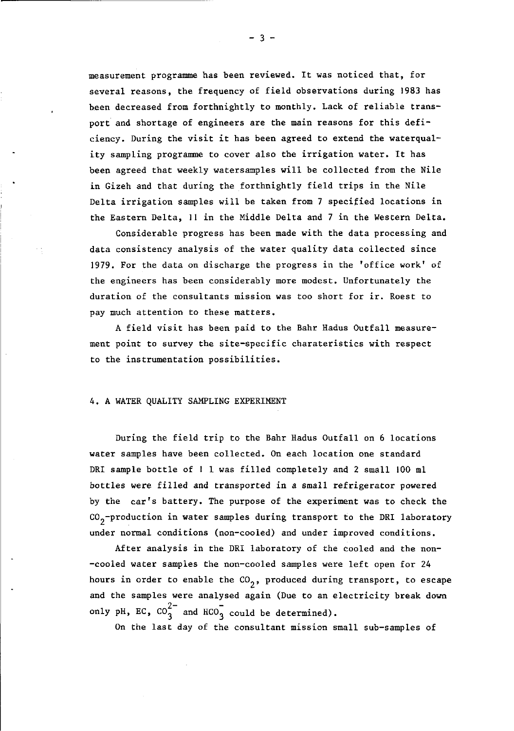measurement programme has been reviewed. It was noticed that, for several reasons, the frequency of field observations during 1983 has been decreased from forthnightly to monthly. Lack of reliable transport and shortage of engineers are the main reasons for this deficiency. During the visit it has been agreed to extend the waterquality sampling programme to cover also the irrigation water. It has been agreed that weekly watersamples will be collected from the Nile in Gizeh and that during the forthnightly field trips in the Nile Delta irrigation samples will be taken from 7 specified locations in the Eastern Delta, 11 in the Middle Delta and 7 in the Western Delta.

Considerable progress has been made with the data processing and data consistency analysis of the water quality data collected since 1979. For the data on discharge the progress in the 'office work' of the engineers has been considerably more modest. Unfortunately the duration of the consultants mission was too short for ir. Roest to pay much attention to these matters.

A field visit has been paid to the Bahr Hadus Outfall measurement point to survey the site-specific charateristics with respect to the instrumentation possibilities.

## 4. A WATER QUALITY SAMPLING EXPERIMENT

During the field trip to the Bahr Hadus Outfall on 6 locations water samples have been collected. On each location one standard DRI sample bottle of 1 l was filled completely and 2 small 100 ml bottles were filled and transported in a small refrigerator powered by the car's battery. The purpose of the experiment was to check the $CO_2$-production in water samples during transport to the DRI laboratory under normal conditions (non-cooled) and under improved conditions.

After analysis in the DRI laboratory of the cooled and the non--cooled water samples the non-cooled samples were left open for 24 hours in order to enable the $CO_2$, produced during transport, to escape and the samples were analysed again (Due to an electricity break down only pH, EC, $CO_3^{2-}$ and $HCO_3^-$ could be determined).

On the last day of the consultant mission small sub-samples of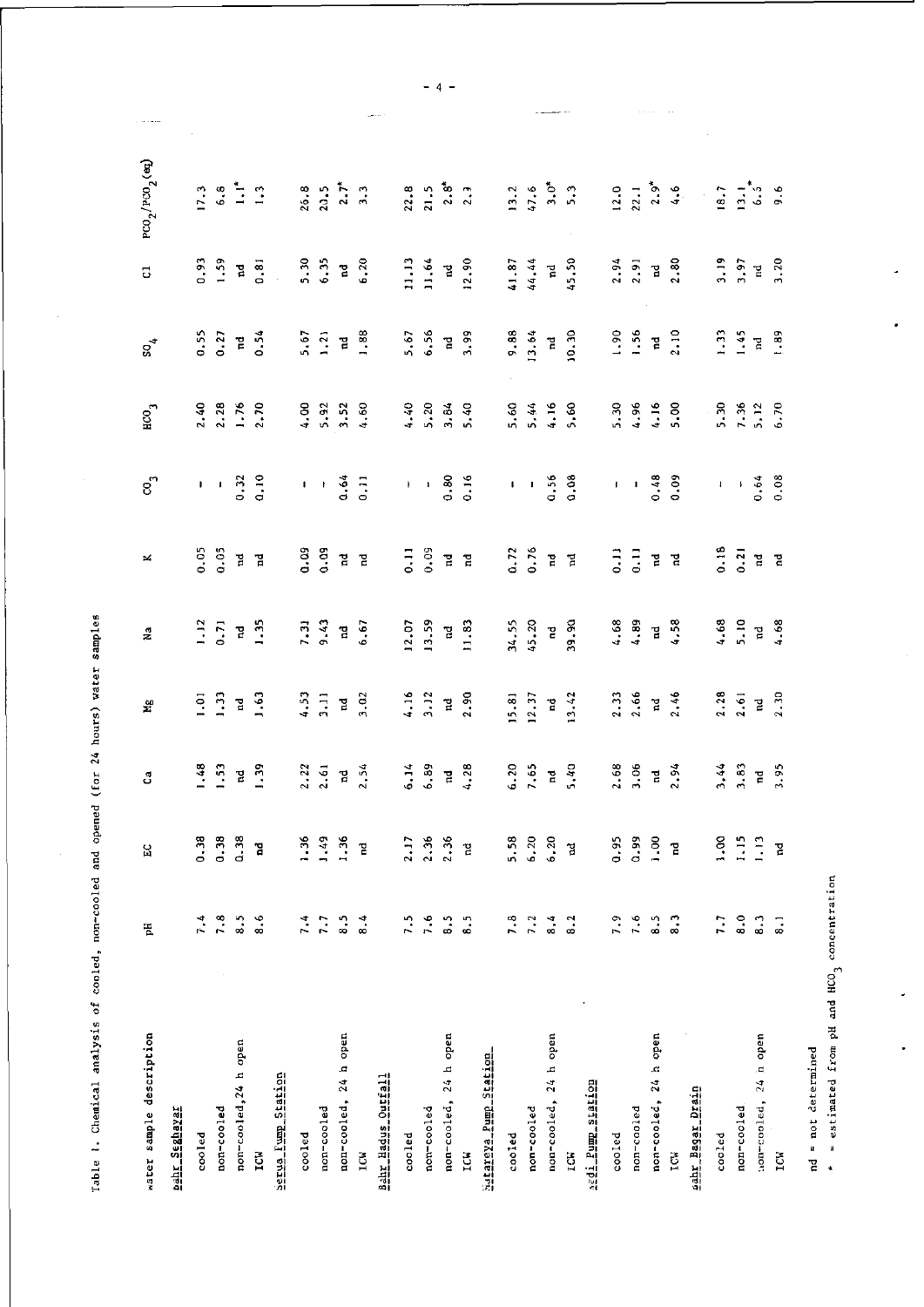Table 1. Chemical analysis of cooled, non-cooled and opened (for 24 hours) water samples

| water sample description | pH | EC | Ca | Mg | Na | K | $CO_3$ | $HCO_3$ | $SO_4$ | Cl | $PCO_2/PCO_2$(eq) |
|---|---|---|---|---|---|---|---|---|---|---|---|
| **Bahr Seghayar** | | | | | | | | | | | |
| cooled | 7.4 | 0.38 | 1.48 | 1.01 | 1.12 | 0.05 | - | 2.40 | 0.55 | 0.93 | 17.3 |
| non-cooled | 7.8 | 0.38 | 1.53 | 1.33 | 0.71 | 0.05 | - | 2.28 | 0.27 | 1.59 | 6.8 |
| non-cooled, 24 h open | 8.5 | 0.38 | nd | nd | nd | nd | 0.32 | 1.76 | nd | nd | 1.1* |
| ICW | 8.6 | nd | 1.39 | 1.63 | 1.35 | nd | 0.10 | 2.70 | 0.54 | 0.81 | 1.3 |
| **Serua Pump Station** | | | | | | | | | | | |
| cooled | 7.4 | 1.36 | 2.22 | 4.53 | 7.31 | 0.09 | - | 4.00 | 5.67 | 5.30 | 26.8 |
| non-cooled | 7.7 | 1.49 | 2.61 | 3.11 | 9.43 | 0.09 | - | 5.92 | 1.21 | 6.35 | 20.5 |
| non-cooled, 24 h open | 8.5 | 1.36 | nd | nd | nd | nd | 0.64 | 3.52 | nd | nd | 2.7* |
| ICW | 8.4 | nd | 2.54 | 3.02 | 6.67 | nd | 0.11 | 4.60 | 1.88 | 6.20 | 3.3 |
| **Bahr Hadus Outfall** | | | | | | | | | | | |
| cooled | 7.5 | 2.17 | 6.14 | 4.16 | 12.07 | 0.11 | - | 4.40 | 5.67 | 11.13 | 22.8 |
| non-cooled | 7.6 | 2.36 | 6.89 | 3.12 | 13.59 | 0.09 | - | 5.20 | 6.56 | 11.64 | 21.5 |
| non-cooled, 24 h open | 8.5 | 2.36 | nd | nd | nd | nd | 0.80 | 3.84 | nd | nd | 2.8* |
| ICW | 8.5 | nd | 4.28 | 2.90 | 11.83 | nd | 0.16 | 5.40 | 3.99 | 12.90 | 2.3 |
| **Matareya Pump Station** | | | | | | | | | | | |
| cooled | 7.8 | 5.58 | 6.20 | 15.81 | 34.55 | 0.72 | - | 5.60 | 9.88 | 41.87 | 13.2 |
| non-cooled | 7.2 | 6.20 | 7.65 | 12.37 | 45.20 | 0.76 | - | 5.44 | 13.64 | 44.44 | 47.6 |
| non-cooled, 24 h open | 8.4 | 6.20 | nd | nd | nd | nd | 0.56 | 4.16 | nd | nd | 3.0* |
| ICW | 8.2 | nd | 5.40 | 13.42 | 39.90 | nd | 0.08 | 5.60 | 10.30 | 45.50 | 5.3 |
| **Wadi Pump station** | | | | | | | | | | | |
| cooled | 7.9 | 0.95 | 2.68 | 2.33 | 4.68 | 0.11 | - | 5.30 | 1.90 | 2.94 | 12.0 |
| non-cooled | 7.6 | 0.99 | 3.06 | 2.66 | 4.89 | 0.11 | - | 4.96 | 1.56 | 2.91 | 22.1 |
| non-cooled, 24 h open | 8.5 | 1.00 | nd | nd | nd | nd | 0.48 | 4.16 | nd | nd | 2.9* |
| ICW | 8.3 | nd | 2.94 | 2.46 | 4.58 | nd | 0.09 | 5.00 | 2.10 | 2.80 | 4.6 |
| **Bahr Bagar Drain** | | | | | | | | | | | |
| cooled | 7.7 | 1.00 | 3.44 | 2.28 | 4.68 | 0.18 | - | 5.30 | 1.33 | 3.19 | 18.7 |
| non-cooled | 8.0 | 1.15 | 3.83 | 2.61 | 5.10 | 0.21 | - | 7.36 | 1.45 | 3.97 | 13.1 |
| non-cooled, 24 h open | 8.3 | 1.13 | nd | nd | nd | nd | 0.64 | 5.12 | nd | nd | 6.5* |
| ICW | 8.1 | nd | 3.95 | 2.30 | 4.68 | nd | 0.08 | 6.70 | 1.89 | 3.20 | 9.6 |

nd = not determined

\* = estimated from pH and $HCO_3$ concentration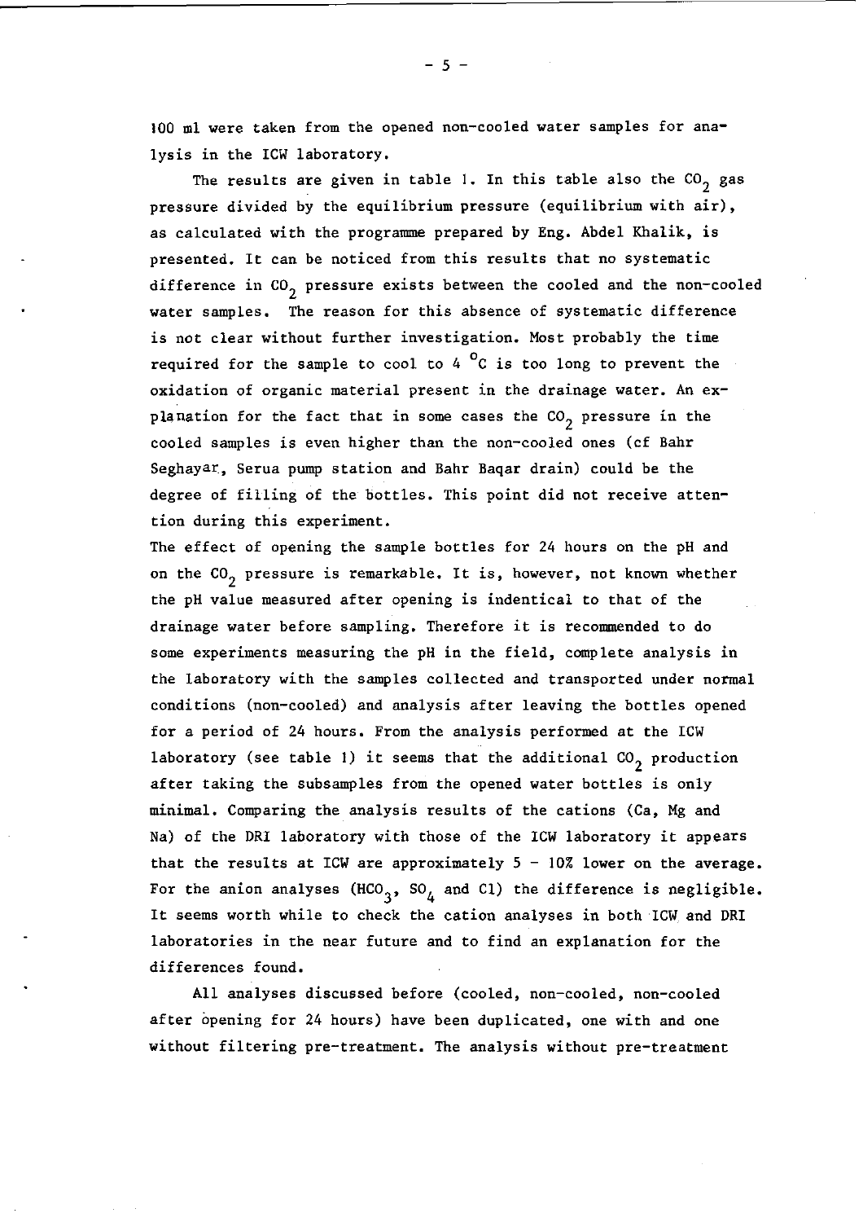100 ml were taken from the opened non-cooled water samples for analysis in the ICW laboratory.

The results are given in table 1. In this table also the $CO_2$ gas pressure divided by the equilibrium pressure (equilibrium with air), as calculated with the programme prepared by Eng. Abdel Khalik, is presented. It can be noticed from this results that no systematic difference in $CO_2$ pressure exists between the cooled and the non-cooled water samples. The reason for this absence of systematic difference is not clear without further investigation. Most probably the time required for the sample to cool to 4 $^{o}$C is too long to prevent the oxidation of organic material present in the drainage water. An explanation for the fact that in some cases the $CO_2$ pressure in the cooled samples is even higher than the non-cooled ones (cf Bahr Seghayar, Serua pump station and Bahr Baqar drain) could be the degree of filling of the bottles. This point did not receive attention during this experiment.

The effect of opening the sample bottles for 24 hours on the pH and on the $CO_2$ pressure is remarkable. It is, however, not known whether the pH value measured after opening is indentical to that of the drainage water before sampling. Therefore it is recommended to do some experiments measuring the pH in the field, complete analysis in the laboratory with the samples collected and transported under normal conditions (non-cooled) and analysis after leaving the bottles opened for a period of 24 hours. From the analysis performed at the ICW laboratory (see table 1) it seems that the additional $CO_2$ production after taking the subsamples from the opened water bottles is only minimal. Comparing the analysis results of the cations (Ca, Mg and Na) of the DRI laboratory with those of the ICW laboratory it appears that the results at ICW are approximately 5 - 10% lower on the average. For the anion analyses ($HCO_3$, $SO_4$ and Cl) the difference is negligible. It seems worth while to check the cation analyses in both ICW and DRI laboratories in the near future and to find an explanation for the differences found.

All analyses discussed before (cooled, non-cooled, non-cooled after opening for 24 hours) have been duplicated, one with and one without filtering pre-treatment. The analysis without pre-treatment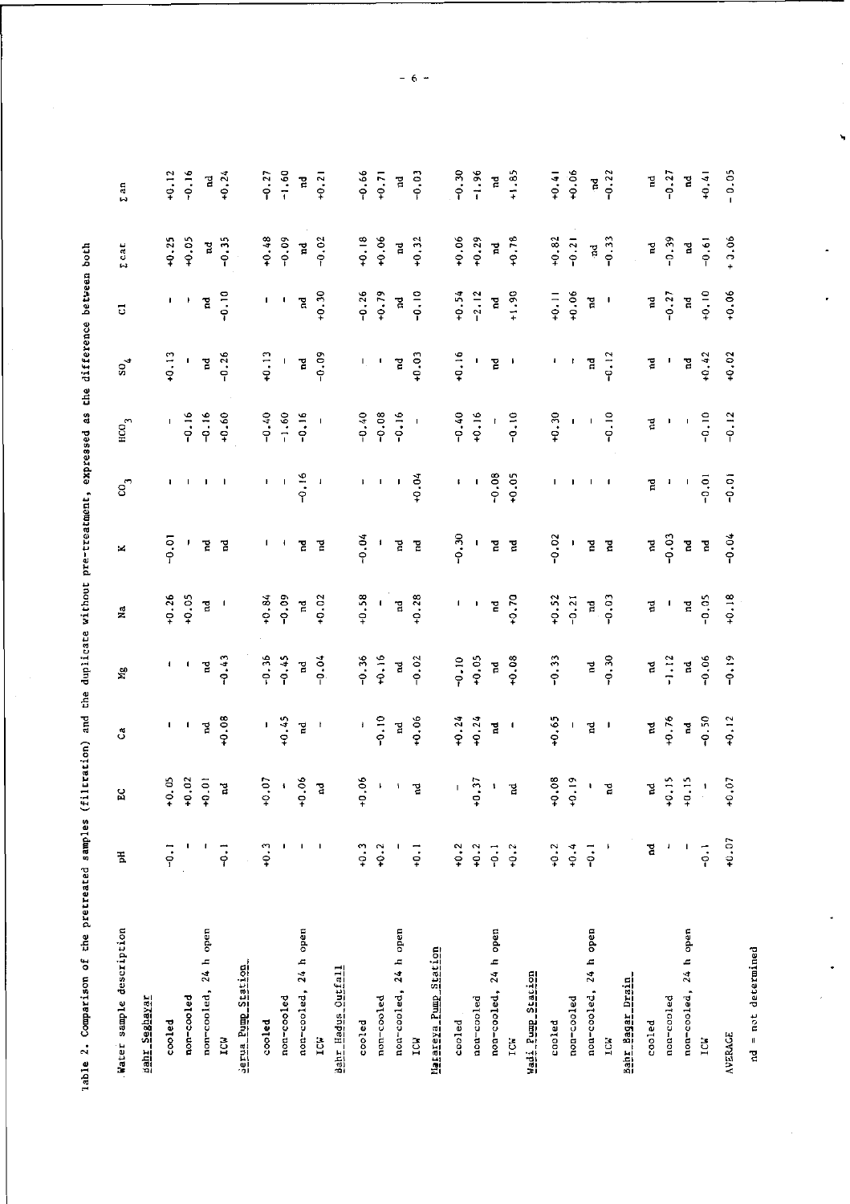Table 2. Comparison of the pretreated samples (filtration) and the duplicate without pre-treatment, expressed as the difference between both

| Water sample description | pH | EC | Ca | Mg | Na | K | $CO_3$ | $HCO_3$ | $SO_4$ | Cl | Σ cat | Σ an |
|---|---|---|---|---|---|---|---|---|---|---|---|---|
| Bahr Seghayar | | | | | | | | | | | | |
| cooled | -0.1 | +0.05 | - | - | +0.26 | -0.01 | - | - | +0.13 | - | +0.25 | +0.12 |
| non-cooled | - | +0.02 | - | - | +0.05 | - | - | -0.16 | - | - | +0.05 | -0.16 |
| non-cooled, 24 h open | - | +0.01 | nd | nd | nd | nd | - | -0.16 | nd | nd | nd | nd |
| ICW | -0.1 | nd | +0.08 | -0.43 | - | nd | - | +0.60 | -0.26 | -0.10 | -0.35 | +0.24 |
| Serua Pump Station | | | | | | | | | | | | |
| cooled | +0.3 | +0.07 | - | -0.36 | +0.84 | - | - | -0.40 | +0.13 | - | +0.48 | -0.27 |
| non-cooled | - | - | +0.45 | -0.45 | -0.09 | - | - | -1.60 | - | - | -0.09 | -1.60 |
| non-cooled, 24 h open | - | +0.06 | nd | nd | nd | nd | -0.16 | -0.16 | nd | nd | nd | nd |
| ICW | - | nd | - | -0.04 | +0.02 | nd | - | - | -0.09 | +0.30 | -0.02 | +0.21 |
| Bahr Hadus Outfall | | | | | | | | | | | | |
| cooled | +0.3 | +0.06 | - | -0.36 | +0.58 | -0.04 | - | -0.40 | - | -0.26 | +0.18 | -0.66 |
| non-cooled | +0.2 | - | -0.10 | +0.16 | - | - | - | -0.08 | - | +0.79 | +0.06 | +0.71 |
| non-cooled, 24 h open | - | - | nd | nd | nd | nd | - | -0.16 | nd | nd | nd | nd |
| ICW | +0.1 | nd | +0.06 | -0.02 | +0.28 | nd | +0.04 | - | +0.03 | -0.10 | +0.32 | -0.03 |
| Matareya Pump Station | | | | | | | | | | | | |
| cooled | +0.2 | - | +0.24 | -0.10 | - | -0.30 | - | -0.40 | +0.16 | +0.54 | +0.06 | -0.30 |
| non-cooled | +0.2 | +0.37 | +0.24 | +0.05 | - | - | - | +0.16 | - | -2.12 | +0.29 | -1.96 |
| non-cooled, 24 h open | -0.1 | - | nd | nd | nd | nd | -0.08 | - | nd | nd | nd | nd |
| ICW | +0.2 | nd | - | +0.08 | +0.70 | nd | +0.05 | -0.10 | - | +1.90 | +0.78 | +1.85 |
| Wadi Pump Station | | | | | | | | | | | | |
| cooled | +0.2 | +0.08 | +0.65 | -0.33 | +0.52 | -0.02 | - | +0.30 | - | +0.11 | +0.82 | +0.41 |
| non-cooled | +0.4 | +0.19 | - | - | -0.21 | - | - | - | - | +0.06 | -0.21 | +0.06 |
| non-cooled, 24 h open | -0.1 | - | nd | nd | nd | nd | - | - | nd | nd | nd | nd |
| ICW | - | nd | - | -0.30 | -0.03 | nd | - | -0.10 | -0.12 | - | -0.33 | -0.22 |
| Bahr Bagar Drain | | | | | | | | | | | | |
| cooled | nd | nd | nd | nd | nd | nd | nd | nd | nd | nd | nd | nd |
| non-cooled | - | +0.15 | +0.76 | -1.12 | - | -0.03 | - | - | - | -0.27 | -0.39 | -0.27 |
| non-cooled, 24 h open | - | +0.15 | nd | nd | nd | nd | - | - | nd | nd | nd | nd |
| ICW | -0.1 | - | -0.50 | -0.06 | -0.05 | nd | -0.01 | -0.10 | +0.42 | +0.10 | -0.61 | +0.41 |
| AVERAGE | +0.07 | +0.07 | +0.12 | -0.19 | +0.18 | -0.04 | -0.01 | -0.12 | +0.02 | +0.06 | +3.06 | -0.05 |

nd = not determined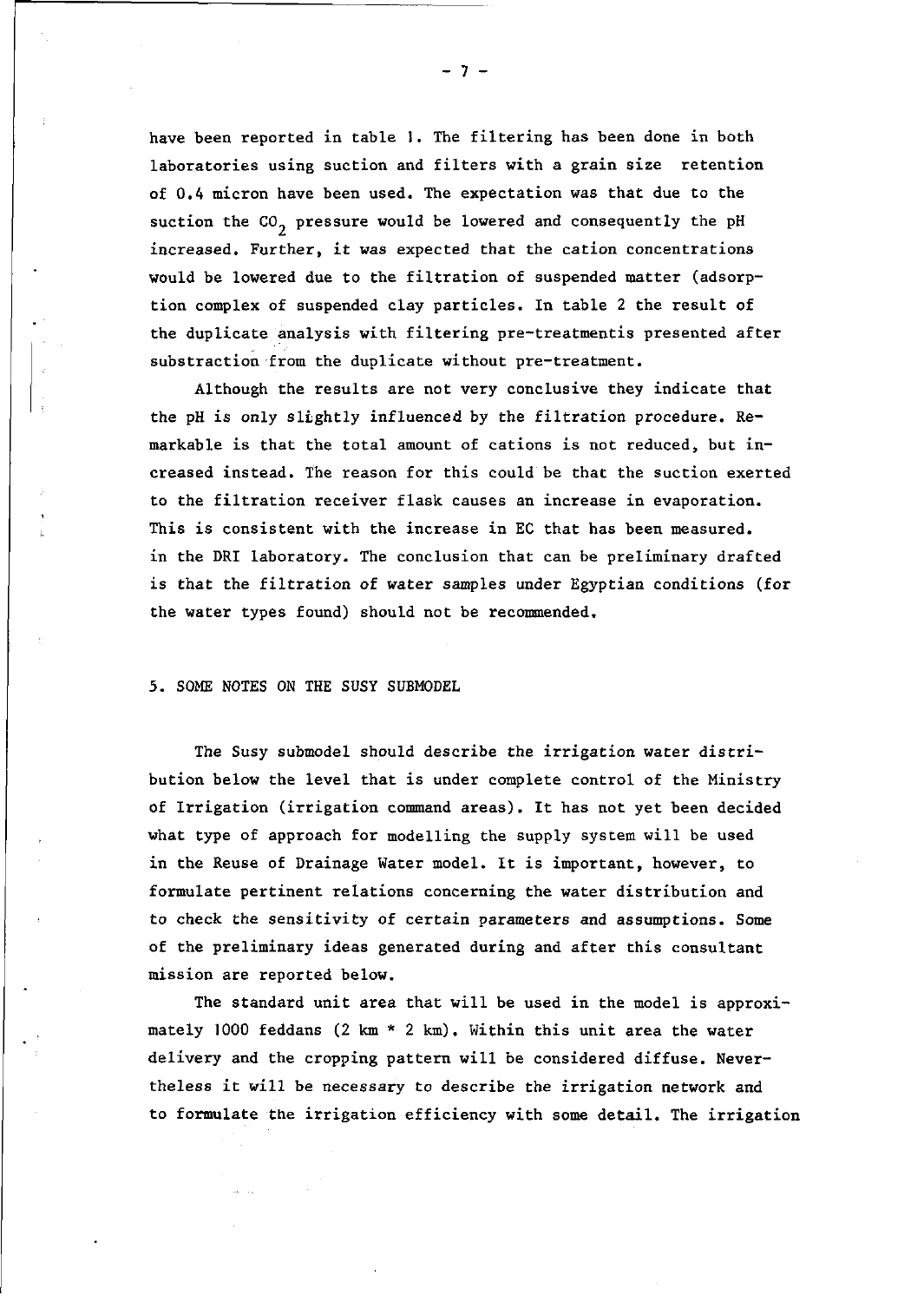have been reported in table 1. The filtering has been done in both laboratories using suction and filters with a grain size retention of 0.4 micron have been used. The expectation was that due to the suction the $CO_2$ pressure would be lowered and consequently the pH increased. Further, it was expected that the cation concentrations would be lowered due to the filtration of suspended matter (adsorption complex of suspended clay particles. In table 2 the result of the duplicate analysis with filtering pre-treatmentis presented after substraction from the duplicate without pre-treatment.

Although the results are not very conclusive they indicate that the pH is only slightly influenced by the filtration procedure. Remarkable is that the total amount of cations is not reduced, but increased instead. The reason for this could be that the suction exerted to the filtration receiver flask causes an increase in evaporation. This is consistent with the increase in EC that has been measured. in the DRI laboratory. The conclusion that can be preliminary drafted is that the filtration of water samples under Egyptian conditions (for the water types found) should not be recommended.

## 5. SOME NOTES ON THE SUSY SUBMODEL

The Susy submodel should describe the irrigation water distribution below the level that is under complete control of the Ministry of Irrigation (irrigation command areas). It has not yet been decided what type of approach for modelling the supply system will be used in the Reuse of Drainage Water model. It is important, however, to formulate pertinent relations concerning the water distribution and to check the sensitivity of certain parameters and assumptions. Some of the preliminary ideas generated during and after this consultant mission are reported below.

The standard unit area that will be used in the model is approximately 1000 feddans (2 km * 2 km). Within this unit area the water delivery and the cropping pattern will be considered diffuse. Nevertheless it will be necessary to describe the irrigation network and to formulate the irrigation efficiency with some detail. The irrigation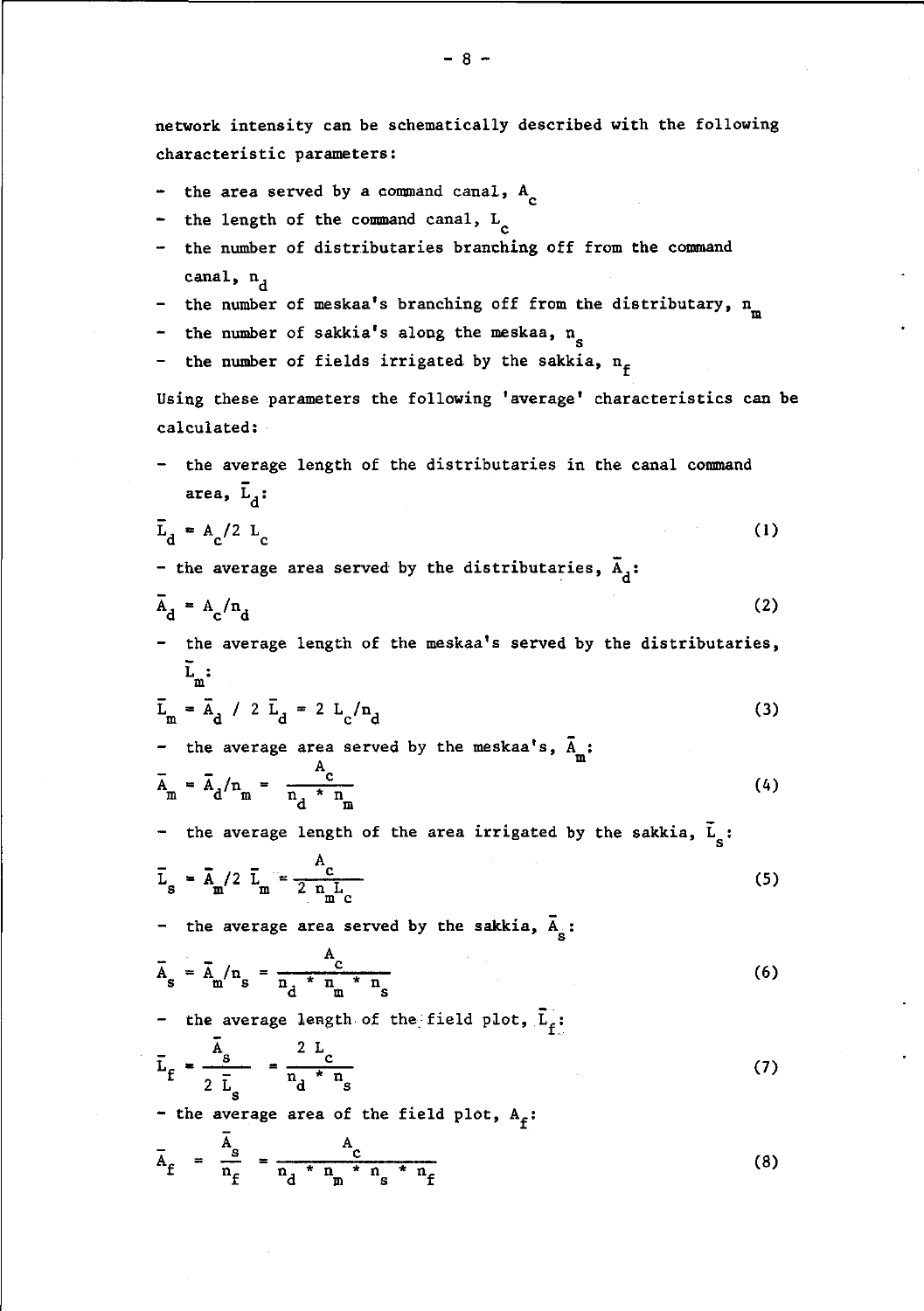network intensity can be schematically described with the following characteristic parameters:

- the area served by a command canal, $A_c$
- the length of the command canal, $L_c$
- the number of distributaries branching off from the command canal, $n_d$
- the number of meskaa's branching off from the distributary, $n_m$
- the number of sakkia's along the meskaa, $n_s$
- the number of fields irrigated by the sakkia, $n_f$

Using these parameters the following 'average' characteristics can be calculated:

- the average length of the distributaries in the canal command area, $\bar{L}_d$:

$$\bar{L}_d = A_c/2\ L_c \tag{1}$$

- the average area served by the distributaries, $\bar{A}_d$:

$$\bar{A}_d = A_c/n_d \tag{2}$$

- the average length of the meskaa's served by the distributaries, $\bar{L}_m$:

$$\bar{L}_m = \bar{A}_d\ /\ 2\ \bar{L}_d = 2\ L_c/n_d \tag{3}$$

- the average area served by the meskaa's, $\bar{A}_m$:

$$\bar{A}_m = \bar{A}_d/n_m = \frac{A_c}{n_d * n_m} \tag{4}$$

- the average length of the area irrigated by the sakkia, $\bar{L}_s$:

$$\bar{L}_s = \bar{A}_m/2\ \bar{L}_m = \frac{A_c}{2\ n_m L_c} \tag{5}$$

- the average area served by the sakkia, $\bar{A}_s$:

$$\bar{A}_s = \bar{A}_m/n_s = \frac{A_c}{n_d * n_m * n_s} \tag{6}$$

- the average length of the field plot, $\bar{L}_f$:

$$\bar{L}_f = \frac{\bar{A}_s}{2\ \bar{L}_s} = \frac{2\ L_c}{n_d * n_s} \tag{7}$$

- the average area of the field plot, $A_f$:

$$\bar{A}_f = \frac{\bar{A}_s}{n_f} = \frac{A_c}{n_d * n_m * n_s * n_f} \tag{8}$$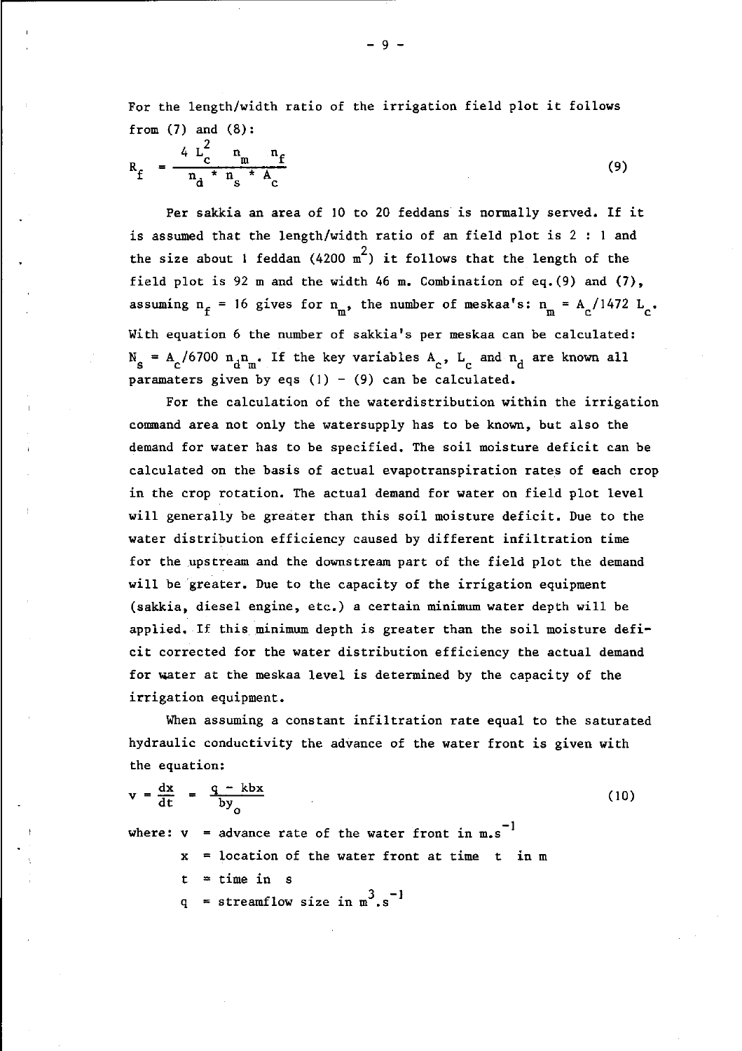For the length/width ratio of the irrigation field plot it follows from (7) and (8):

$$R_f = \frac{4 L_c^2 \; n_m \; n_f}{n_d * n_s * A_c} \tag{9}$$

Per sakkia an area of 10 to 20 feddans is normally served. If it is assumed that the length/width ratio of an field plot is 2 : 1 and the size about 1 feddan (4200 $m^2$) it follows that the length of the field plot is 92 m and the width 46 m. Combination of eq.(9) and (7), assuming $n_f = 16$ gives for $n_m$, the number of meskaa's: $n_m = A_c/1472\ L_c$. With equation 6 the number of sakkia's per meskaa can be calculated: $N_s = A_c/6700\ n_d n_m$. If the key variables $A_c$, $L_c$ and $n_d$ are known all paramaters given by eqs (1) - (9) can be calculated.

For the calculation of the waterdistribution within the irrigation command area not only the watersupply has to be known, but also the demand for water has to be specified. The soil moisture deficit can be calculated on the basis of actual evapotranspiration rates of each crop in the crop rotation. The actual demand for water on field plot level will generally be greater than this soil moisture deficit. Due to the water distribution efficiency caused by different infiltration time for the upstream and the downstream part of the field plot the demand will be greater. Due to the capacity of the irrigation equipment (sakkia, diesel engine, etc.) a certain minimum water depth will be applied. If this minimum depth is greater than the soil moisture deficit corrected for the water distribution efficiency the actual demand for water at the meskaa level is determined by the capacity of the irrigation equipment.

When assuming a constant infiltration rate equal to the saturated hydraulic conductivity the advance of the water front is given with the equation:

$$v = \frac{dx}{dt} = \frac{q - kbx}{by_o} \tag{10}$$

where: $v$ = advance rate of the water front in $m.s^{-1}$

$x$ = location of the water front at time $t$ in m

$t$ = time in s

$q$ = streamflow size in $m^3.s^{-1}$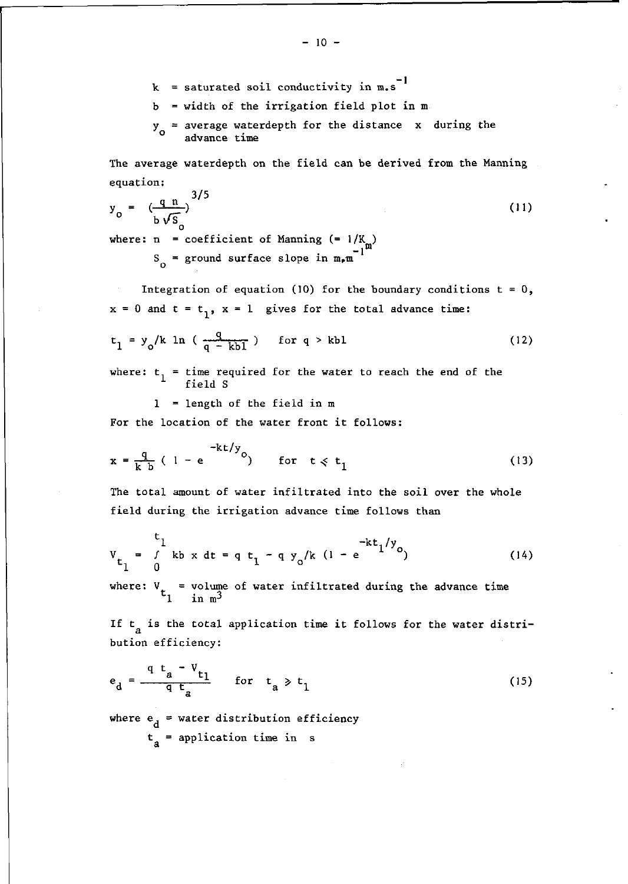$k$ = saturated soil conductivity in $m.s^{-1}$

$b$ = width of the irrigation field plot in m

$y_o$ = average waterdepth for the distance $x$ during the advance time

The average waterdepth on the field can be derived from the Manning equation:

$$y_o = \left(\frac{q\ n}{b\sqrt{S_o}}\right)^{3/5} \tag{11}$$

where: $n$ = coefficient of Manning (= $1/K_m$)

$S_o$ = ground surface slope in $m.m^{-1}$

Integration of equation (10) for the boundary conditions $t = 0$, $x = 0$ and $t = t_1$, $x = 1$ gives for the total advance time:

$$t_1 = y_o/k \ln\left(\frac{q}{q - kbl}\right) \quad \text{for } q > kbl \tag{12}$$

where: $t_1$ = time required for the water to reach the end of the field S

$l$ = length of the field in m

For the location of the water front it follows:

$$x = \frac{q}{k\ b}\left(1 - e^{-kt/y_o}\right) \quad \text{for } t \leqslant t_1 \tag{13}$$

The total amount of water infiltrated into the soil over the whole field during the irrigation advance time follows than

$$V_{t_1} = \int_0^{t_1} kb\ x\ dt = q\ t_1 - q\ y_o/k\ \left(1 - e^{-kt_1/y_o}\right) \tag{14}$$

where: $V_{t_1}$ = volume of water infiltrated during the advance time in $m^3$

If $t_a$ is the total application time it follows for the water distribution efficiency:

$$e_d = \frac{q\ t_a - V_{t_1}}{q\ t_a} \quad \text{for } t_a \geqslant t_1 \tag{15}$$

where $e_d$ = water distribution efficiency

$t_a$ = application time in s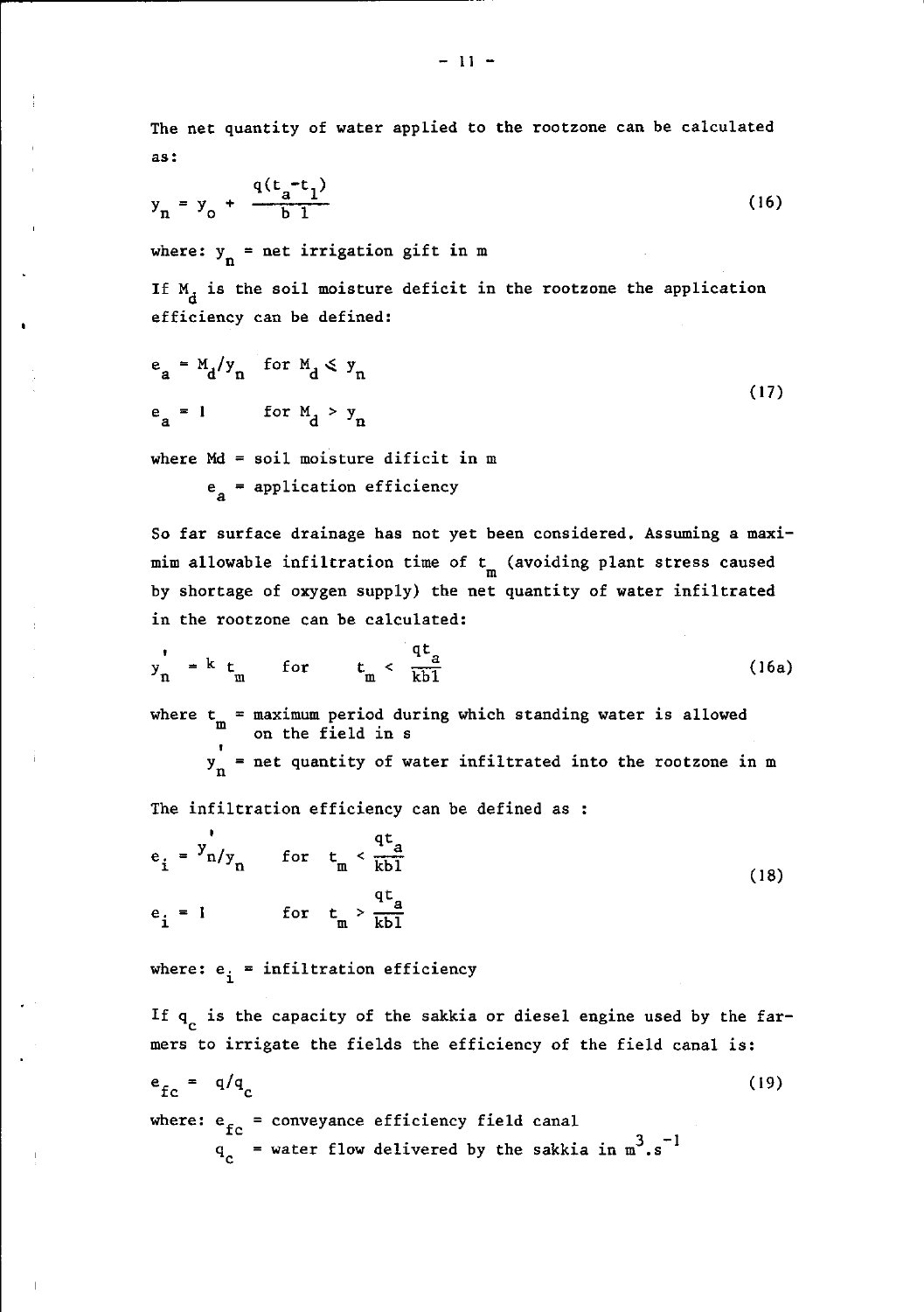The net quantity of water applied to the rootzone can be calculated as:

$$y_n = y_o + \frac{q(t_a - t_1)}{b\ 1} \tag{16}$$

where: $y_n$ = net irrigation gift in m

If $M_d$ is the soil moisture deficit in the rootzone the application efficiency can be defined:

$$\begin{aligned} e_a &= M_d/y_n \quad \text{for } M_d \leqslant y_n \\ e_a &= 1 \qquad\quad \text{for } M_d > y_n \end{aligned} \tag{17}$$

where Md = soil moisture dificit in m

$e_a$ = application efficiency

So far surface drainage has not yet been considered. Assuming a maximim allowable infiltration time of $t_m$ (avoiding plant stress caused by shortage of oxygen supply) the net quantity of water infiltrated in the rootzone can be calculated:

$$y_n' = k\ t_m \qquad \text{for} \qquad t_m < \frac{qt_a}{kb1} \tag{16a}$$

where $t_m$ = maximum period during which standing water is allowed on the field in s

$y_n'$ = net quantity of water infiltrated into the rootzone in m

The infiltration efficiency can be defined as :

$$\begin{aligned} e_i &= y_n'/y_n \qquad \text{for} \quad t_m < \frac{qt_a}{kb1} \\ e_i &= 1 \qquad\qquad \text{for} \quad t_m > \frac{qt_a}{kb1} \end{aligned} \tag{18}$$

where: $e_i$ = infiltration efficiency

If $q_c$ is the capacity of the sakkia or diesel engine used by the farmers to irrigate the fields the efficiency of the field canal is:

$$e_{fc} = q/q_c \tag{19}$$

where: $e_{fc}$ = conveyance efficiency field canal

$q_c$ = water flow delivered by the sakkia in $m^3.s^{-1}$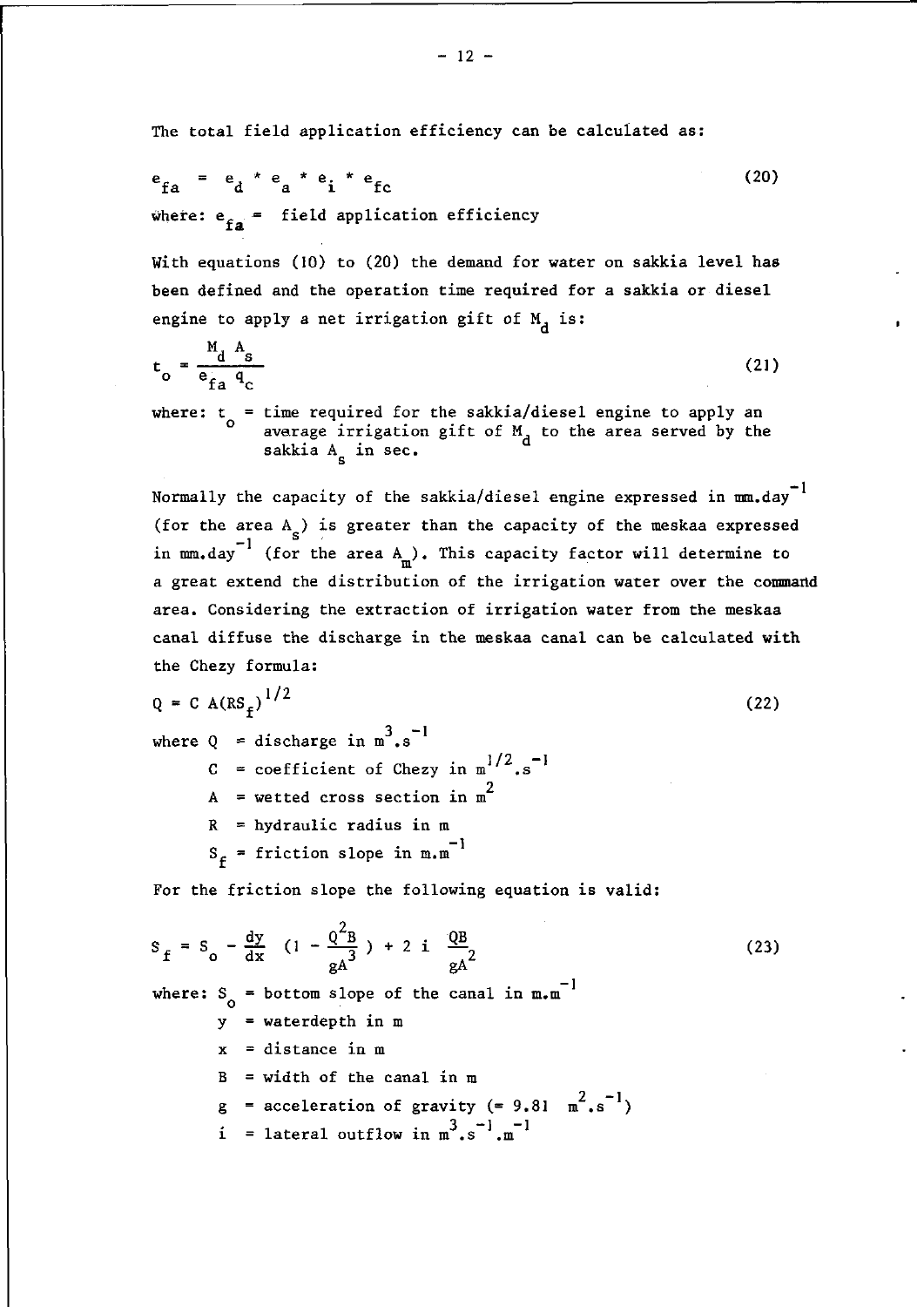The total field application efficiency can be calculated as:

$$e_{fa} = e_d * e_a * e_i * e_{fc} \tag{20}$$

where: $e_{fa}$ = field application efficiency

With equations (10) to (20) the demand for water on sakkia level has been defined and the operation time required for a sakkia or diesel engine to apply a net irrigation gift of $M_d$ is:

$$t_o = \frac{M_d \ A_s}{e_{fa} \ q_c} \tag{21}$$

where: $t_o$ = time required for the sakkia/diesel engine to apply an average irrigation gift of $M_d$ to the area served by the sakkia $A_s$ in sec.

Normally the capacity of the sakkia/diesel engine expressed in $mm.day^{-1}$ (for the area $A_s$) is greater than the capacity of the meskaa expressed in $mm.day^{-1}$ (for the area $A_m$). This capacity factor will determine to a great extend the distribution of the irrigation water over the command area. Considering the extraction of irrigation water from the meskaa canal diffuse the discharge in the meskaa canal can be calculated with the Chezy formula:

$$Q = C \ A(RS_f)^{1/2} \tag{22}$$

where $Q$ = discharge in $m^3.s^{-1}$

$C$ = coefficient of Chezy in $m^{1/2}.s^{-1}$

$A$ = wetted cross section in $m^2$

$R$ = hydraulic radius in m

$S_f$ = friction slope in $m.m^{-1}$

For the friction slope the following equation is valid:

$$S_f = S_o - \frac{dy}{dx} \ (1 - \frac{Q^2 B}{gA^3}) + 2 \ i \ \frac{QB}{gA^2} \tag{23}$$

where: $S_o$ = bottom slope of the canal in $m.m^{-1}$

$y$ = waterdepth in m

$x$ = distance in m

$B$ = width of the canal in m

$g$ = acceleration of gravity (= 9.81 $m^2.s^{-1}$)

$i$ = lateral outflow in $m^3.s^{-1}.m^{-1}$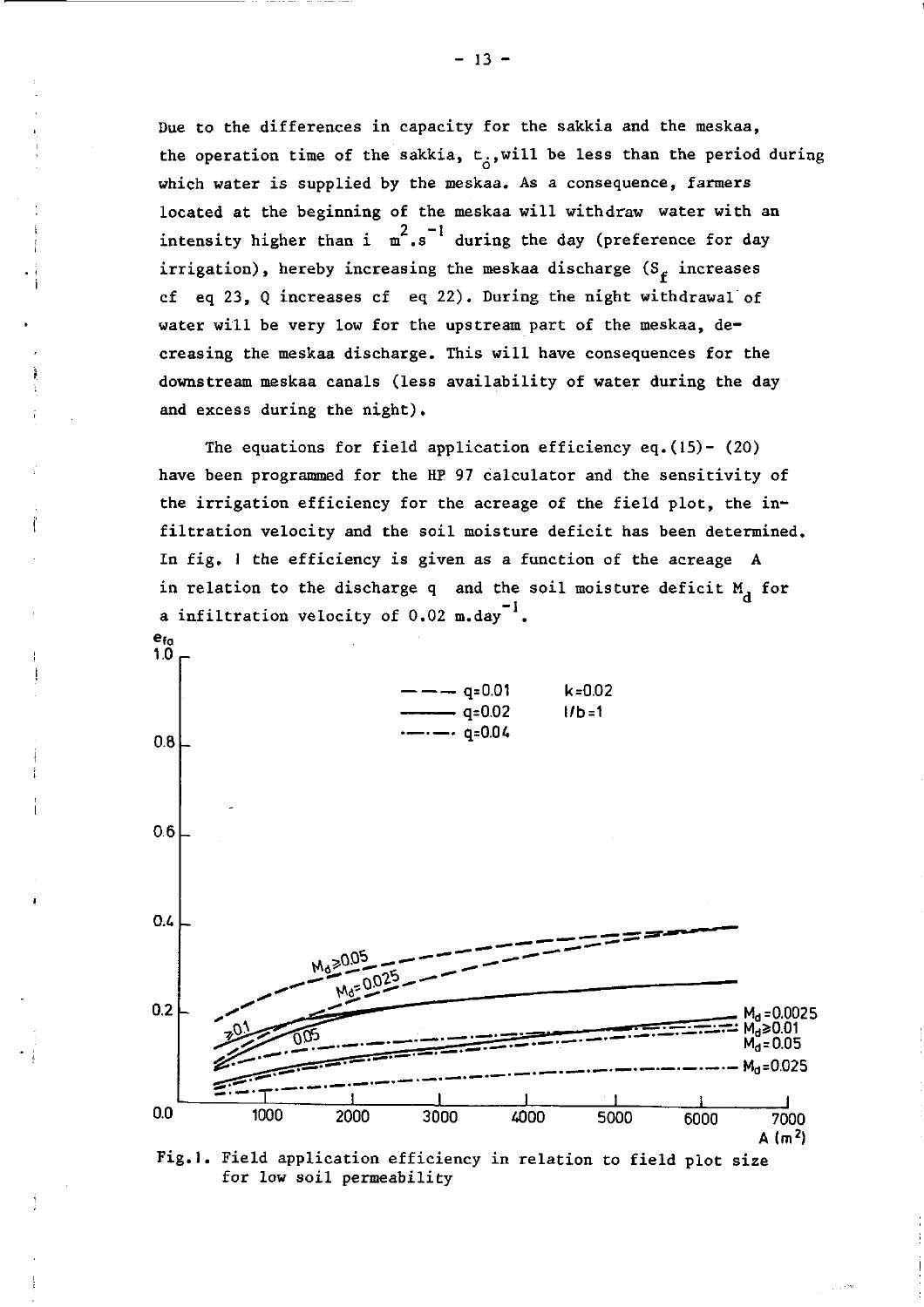Due to the differences in capacity for the sakkia and the meskaa, the operation time of the sakkia, $t_o$, will be less than the period during which water is supplied by the meskaa. As a consequence, farmers located at the beginning of the meskaa will withdraw water with an intensity higher than i $m^2.s^{-1}$ during the day (preference for day irrigation), hereby increasing the meskaa discharge ($S_f$ increases cf eq 23, Q increases cf eq 22). During the night withdrawal of water will be very low for the upstream part of the meskaa, decreasing the meskaa discharge. This will have consequences for the downstream meskaa canals (less availability of water during the day and excess during the night).

The equations for field application efficiency eq.(15)- (20) have been programmed for the HP 97 calculator and the sensitivity of the irrigation efficiency for the acreage of the field plot, the infiltration velocity and the soil moisture deficit has been determined. In fig. 1 the efficiency is given as a function of the acreage A in relation to the discharge q and the soil moisture deficit $M_d$ for a infiltration velocity of 0.02 $m.day^{-1}$.

$e_{fa}$

1.0
0.8
0.6
0.4
0.2
0.0

q=0.01
q=0.02
q=0.04

k=0.02
l/b=1

$M_d \geq 0.05$
$M_d = 0.025$
$\geq 0.1$
0.05
$M_d = 0.0025$
$M_d \geq 0.01$
$M_d = 0.05$
$M_d = 0.025$

1000 2000 3000 4000 5000 6000 7000
A ($m^2$)

Fig.1. Field application efficiency in relation to field plot size for low soil permeability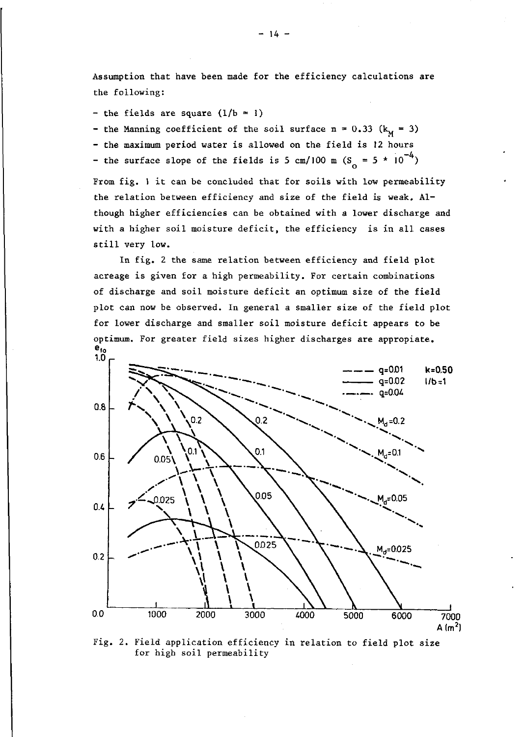Assumption that have been made for the efficiency calculations are the following:

- the fields are square ($l/b = 1$)
- the Manning coefficient of the soil surface $n = 0.33$ ($k_M = 3$)
- the maximum period water is allowed on the field is 12 hours
- the surface slope of the fields is 5 cm/100 m ($S_o = 5 * 10^{-4}$)

From fig. 1 it can be concluded that for soils with low permeability the relation between efficiency and size of the field is weak. Although higher efficiencies can be obtained with a lower discharge and with a higher soil moisture deficit, the efficiency is in all cases still very low.

In fig. 2 the same relation between efficiency and field plot acreage is given for a high permeability. For certain combinations of discharge and soil moisture deficit an optimum size of the field plot can now be observed. In general a smaller size of the field plot for lower discharge and smaller soil moisture deficit appears to be optimum. For greater field sizes higher discharges are appropiate.

$e_{fo}$

1.0
0.8
0.6
0.4
0.2
0.0

1000 2000 3000 4000 5000 6000 7000

A (m²)

q=0.01
q=0.02
q=0.04

k=0.50
l/b=1

0.2
0.1
0.05
0.025
0.2
0.1
0.05
0.025

$M_d$=0.2
$M_d$=0.1
$M_d$=0.05
$M_d$=0.025

Fig. 2. Field application efficiency in relation to field plot size for high soil permeability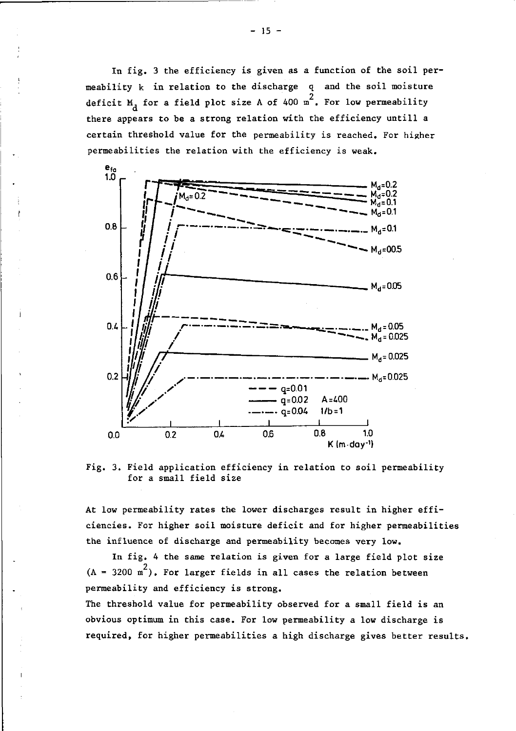In fig. 3 the efficiency is given as a function of the soil permeability k in relation to the discharge q and the soil moisture deficit $M_d$ for a field plot size A of 400 $m^2$. For low permeability there appears to be a strong relation with the efficiency untill a certain threshold value for the permeability is reached. For higher permeabilities the relation with the efficiency is weak.

$e_{fa}$

1.0

0.8

0.6

0.4

0.2

0.0

0.2 0.4 0.6 0.8 1.0

K (m·day$^{-1}$)

$M_d$=0.2

$M_d$=0.2

$M_d$=0.2

$M_d$=0.1

$M_d$=0.1

$M_d$=0.1

$M_d$=0.05

$M_d$=0.05

$M_d$=0.05

$M_d$=0.025

$M_d$=0.025

$M_d$=0.025

q=0.01

q=0.02 A=400

q=0.04 l/b=1

Fig. 3. Field application efficiency in relation to soil permeability for a small field size

At low permeability rates the lower discharges result in higher efficiencies. For higher soil moisture deficit and for higher permeabilities the influence of discharge and permeability becomes very low.

In fig. 4 the same relation is given for a large field plot size (A = 3200 $m^2$). For larger fields in all cases the relation between permeability and efficiency is strong.
The threshold value for permeability observed for a small field is an obvious optimum in this case. For low permeability a low discharge is required, for higher permeabilities a high discharge gives better results.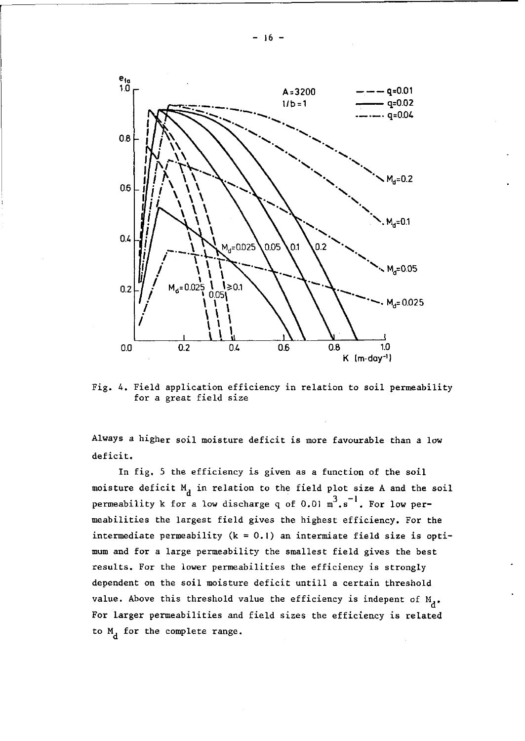$e_{fa}$
1.0
0.8
0.6
0.4
0.2
0.0
0.2
0.4
0.6
0.8
1.0
K (m·day$^{-1}$)

A = 3200
l/b = 1

q=0.01
q=0.02
q=0.04

$M_d$=0.2
$M_d$=0.1
$M_d$=0.05
$M_d$=0.025
$M_d$=0.025 0.05 0.1 0.2
$M_d$=0.025 0.05 ≥0.1

Fig. 4. Field application efficiency in relation to soil permeability for a great field size

Always a higher soil moisture deficit is more favourable than a low deficit.

In fig. 5 the efficiency is given as a function of the soil moisture deficit $M_d$ in relation to the field plot size A and the soil permeability k for a low discharge q of 0.01 $m^3.s^{-1}$. For low permeabilities the largest field gives the highest efficiency. For the intermediate permeability (k = 0.1) an intermiate field size is optimum and for a large permeability the smallest field gives the best results. For the lower permeabilities the efficiency is strongly dependent on the soil moisture deficit untill a certain threshold value. Above this threshold value the efficiency is indepent of $M_d$. For larger permeabilities and field sizes the efficiency is related to $M_d$ for the complete range.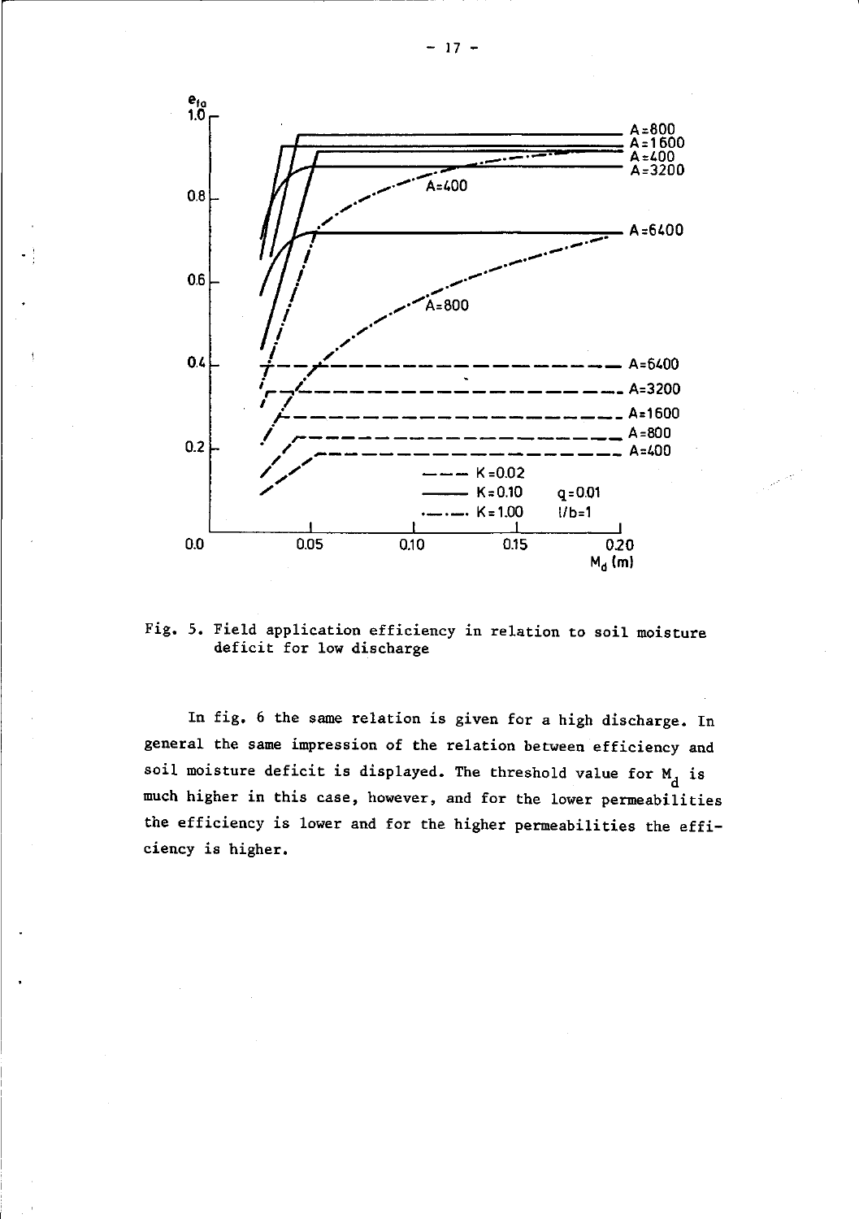$e_{fa}$

1.0

0.8

0.6

0.4

0.2

0.0

0.05

0.10

0.15

0.20

$M_d$ (m)

A=800

A=1600

A=400

A=3200

A=400

A=6400

A=800

A=6400

A=3200

A=1600

A=800

A=400

K=0.02

K=0.10

K=1.00

q=0.01

l/b=1

Fig. 5. Field application efficiency in relation to soil moisture deficit for low discharge

In fig. 6 the same relation is given for a high discharge. In general the same impression of the relation between efficiency and soil moisture deficit is displayed. The threshold value for $M_d$ is much higher in this case, however, and for the lower permeabilities the efficiency is lower and for the higher permeabilities the efficiency is higher.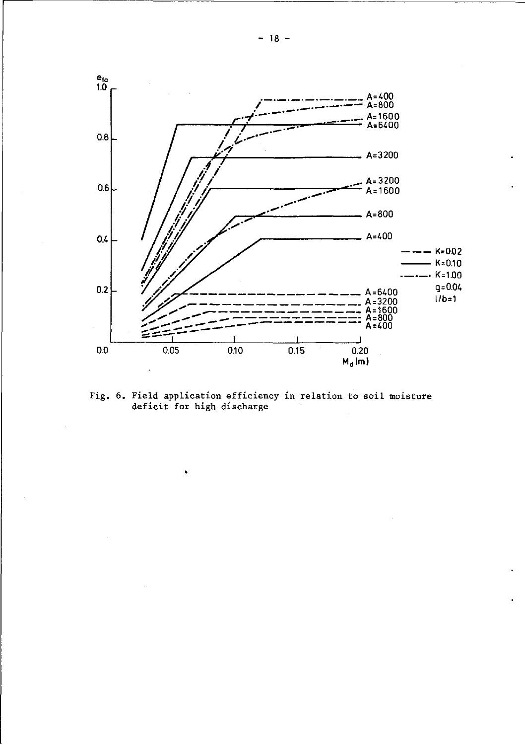$e_{fa}$

1.0

0.8

0.6

0.4

0.2

0.0

0.05

0.10

0.15

0.20

$M_d$ (m)

A=400
A=800
A=1600
A=6400
A=3200
A=3200
A=1600
A=800
A=400
A=6400
A=3200
A=1600
A=800
A=400

K=0.02
K=0.10
K=1.00
q=0.04
l/b=1

Fig. 6. Field application efficiency in relation to soil moisture deficit for high discharge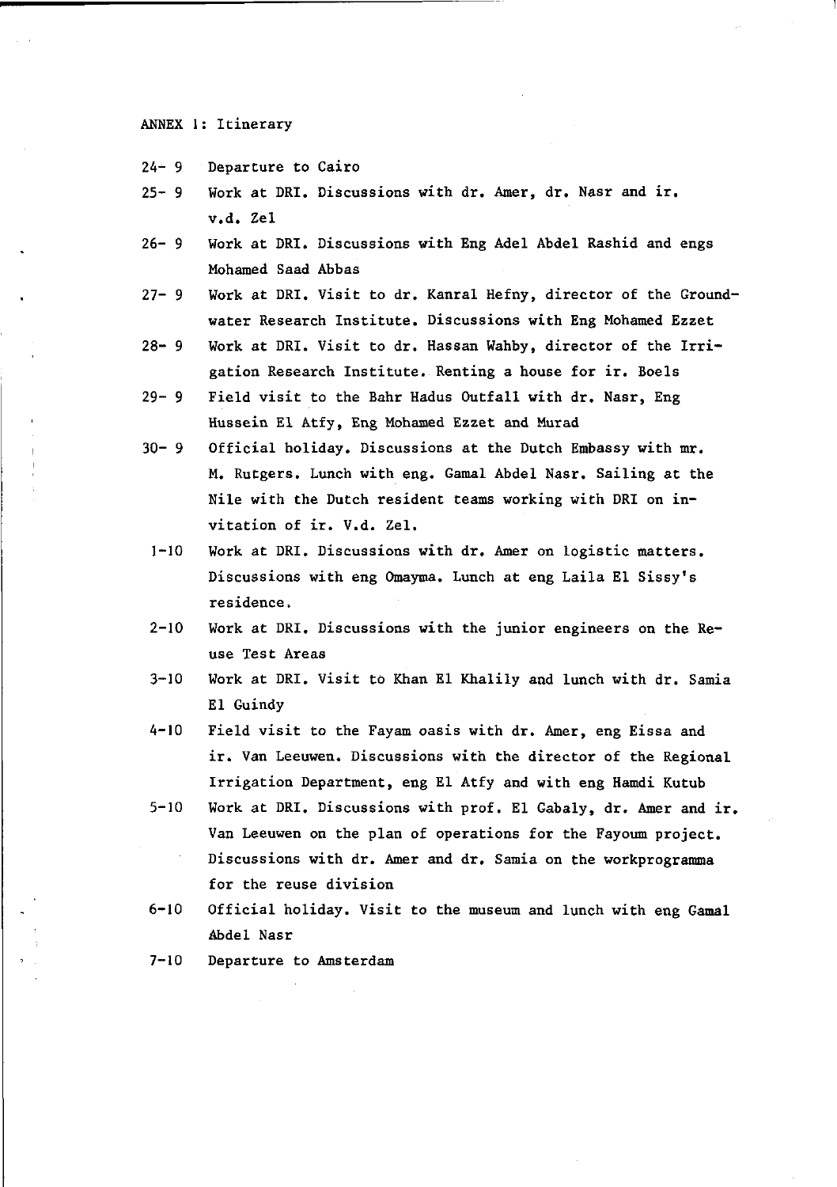ANNEX 1: Itinerary

| | |
|---|---|
| 24- 9 | Departure to Cairo |
| 25- 9 | Work at DRI. Discussions with dr. Amer, dr. Nasr and ir. v.d. Zel |
| 26- 9 | Work at DRI. Discussions with Eng Adel Abdel Rashid and engs Mohamed Saad Abbas |
| 27- 9 | Work at DRI. Visit to dr. Kanral Hefny, director of the Groundwater Research Institute. Discussions with Eng Mohamed Ezzet |
| 28- 9 | Work at DRI. Visit to dr. Hassan Wahby, director of the Irrigation Research Institute. Renting a house for ir. Boels |
| 29- 9 | Field visit to the Bahr Hadus Outfall with dr. Nasr, Eng Hussein El Atfy, Eng Mohamed Ezzet and Murad |
| 30- 9 | Official holiday. Discussions at the Dutch Embassy with mr. M. Rutgers. Lunch with eng. Gamal Abdel Nasr. Sailing at the Nile with the Dutch resident teams working with DRI on invitation of ir. V.d. Zel. |
| 1-10 | Work at DRI. Discussions with dr. Amer on logistic matters. Discussions with eng Omayma. Lunch at eng Laila El Sissy's residence. |
| 2-10 | Work at DRI. Discussions with the junior engineers on the Reuse Test Areas |
| 3-10 | Work at DRI. Visit to Khan El Khalily and lunch with dr. Samia El Guindy |
| 4-10 | Field visit to the Fayam oasis with dr. Amer, eng Eissa and ir. Van Leeuwen. Discussions with the director of the Regional Irrigation Department, eng El Atfy and with eng Hamdi Kutub |
| 5-10 | Work at DRI. Discussions with prof. El Gabaly, dr. Amer and ir. Van Leeuwen on the plan of operations for the Fayoum project. Discussions with dr. Amer and dr. Samia on the workprogramma for the reuse division |
| 6-10 | Official holiday. Visit to the museum and lunch with eng Gamal Abdel Nasr |
| 7-10 | Departure to Amsterdam |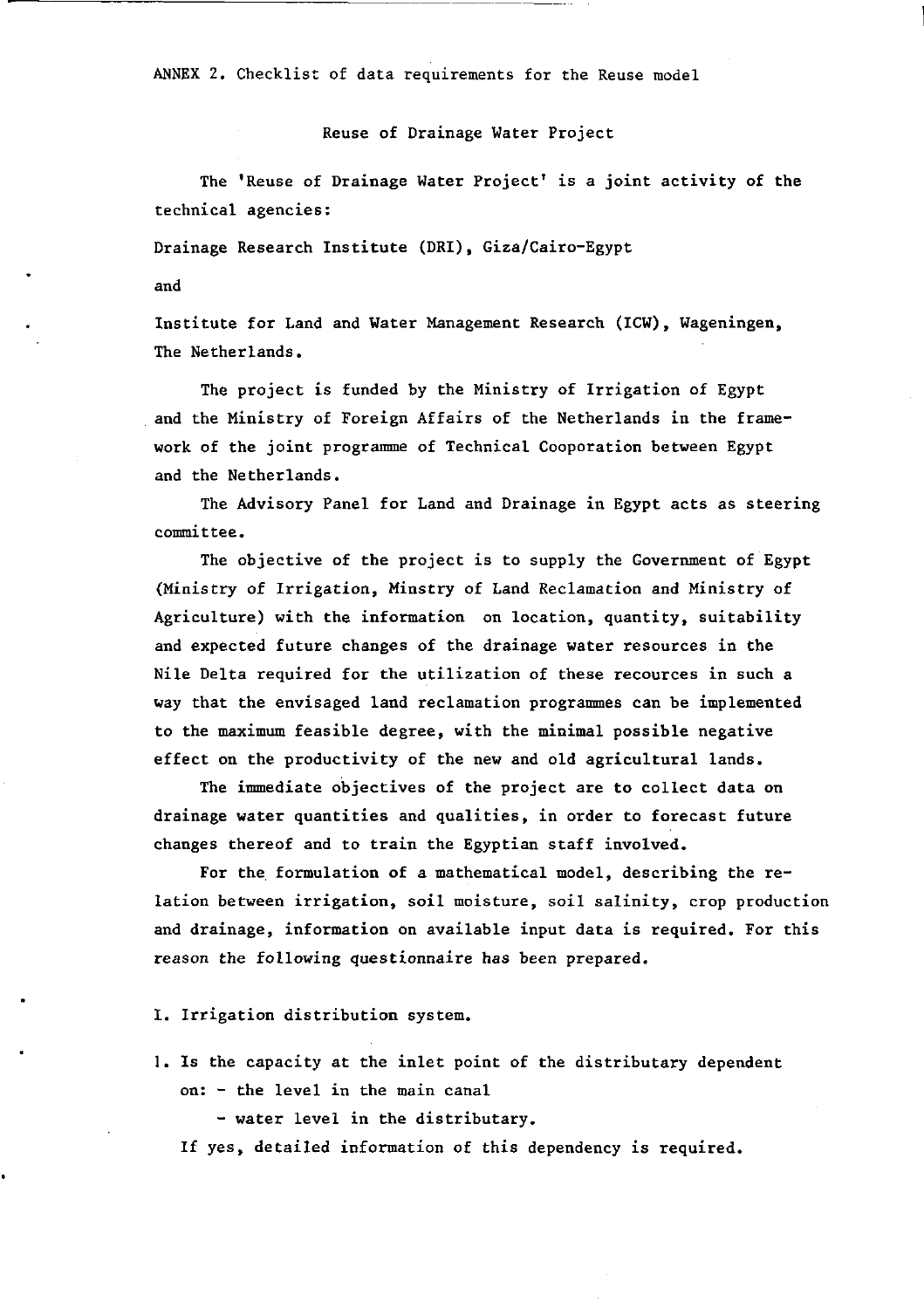ANNEX 2. Checklist of data requirements for the Reuse model

## Reuse of Drainage Water Project

The 'Reuse of Drainage Water Project' is a joint activity of the technical agencies:

Drainage Research Institute (DRI), Giza/Cairo-Egypt

and

Institute for Land and Water Management Research (ICW), Wageningen, The Netherlands.

The project is funded by the Ministry of Irrigation of Egypt and the Ministry of Foreign Affairs of the Netherlands in the framework of the joint programme of Technical Cooperation between Egypt and the Netherlands.

The Advisory Panel for Land and Drainage in Egypt acts as steering committee.

The objective of the project is to supply the Government of Egypt (Ministry of Irrigation, Minstry of Land Reclamation and Ministry of Agriculture) with the information on location, quantity, suitability and expected future changes of the drainage water resources in the Nile Delta required for the utilization of these recources in such a way that the envisaged land reclamation programmes can be implemented to the maximum feasible degree, with the minimal possible negative effect on the productivity of the new and old agricultural lands.

The immediate objectives of the project are to collect data on drainage water quantities and qualities, in order to forecast future changes thereof and to train the Egyptian staff involved.

For the formulation of a mathematical model, describing the relation between irrigation, soil moisture, soil salinity, crop production and drainage, information on available input data is required. For this reason the following questionnaire has been prepared.

I. Irrigation distribution system.

1. Is the capacity at the inlet point of the distributary dependent on: - the level in the main canal
   - water level in the distributary.

   If yes, detailed information of this dependency is required.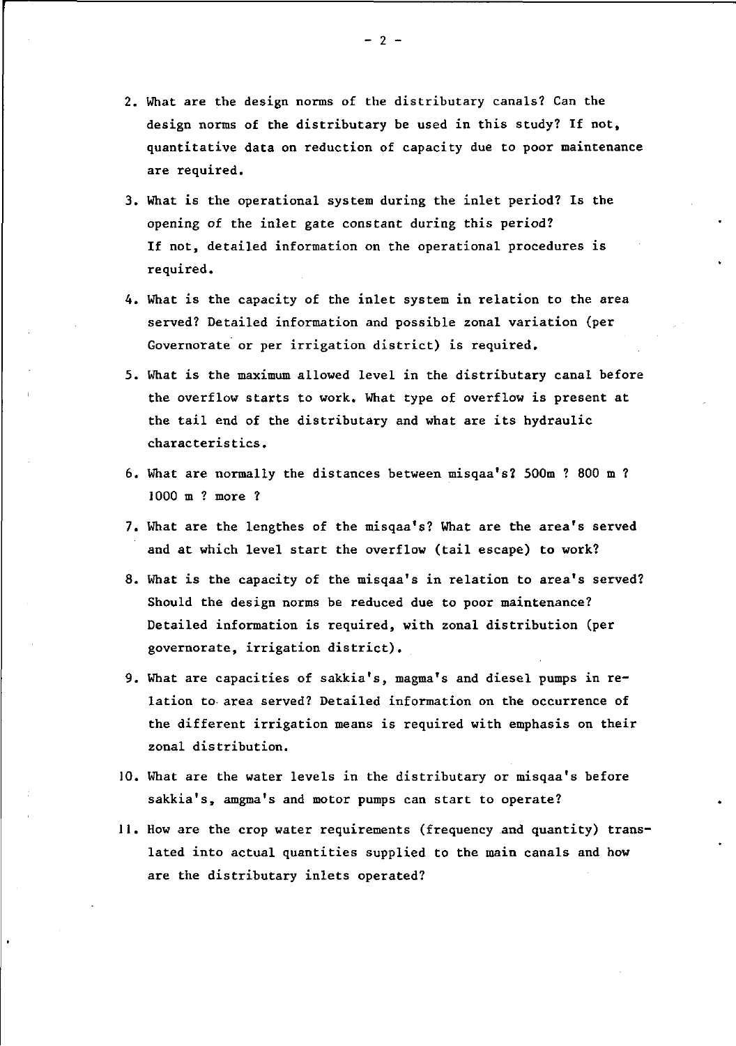2. What are the design norms of the distributary canals? Can the design norms of the distributary be used in this study? If not, quantitative data on reduction of capacity due to poor maintenance are required.

3. What is the operational system during the inlet period? Is the opening of the inlet gate constant during this period? If not, detailed information on the operational procedures is required.

4. What is the capacity of the inlet system in relation to the area served? Detailed information and possible zonal variation (per Governorate or per irrigation district) is required.

5. What is the maximum allowed level in the distributary canal before the overflow starts to work. What type of overflow is present at the tail end of the distributary and what are its hydraulic characteristics.

6. What are normally the distances between misqaa's? 500m ? 800 m ? 1000 m ? more ?

7. What are the lengthes of the misqaa's? What are the area's served and at which level start the overflow (tail escape) to work?

8. What is the capacity of the misqaa's in relation to area's served? Should the design norms be reduced due to poor maintenance? Detailed information is required, with zonal distribution (per governorate, irrigation district).

9. What are capacities of sakkia's, magma's and diesel pumps in relation to area served? Detailed information on the occurrence of the different irrigation means is required with emphasis on their zonal distribution.

10. What are the water levels in the distributary or misqaa's before sakkia's, amgma's and motor pumps can start to operate?

11. How are the crop water requirements (frequency and quantity) translated into actual quantities supplied to the main canals and how are the distributary inlets operated?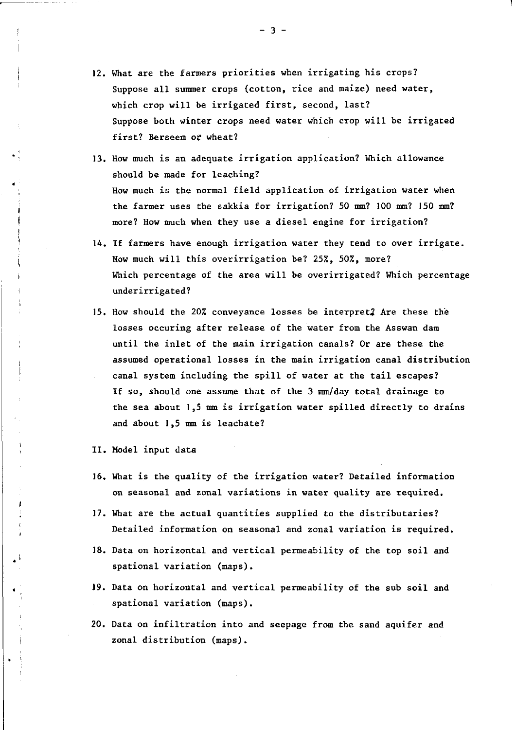12. What are the farmers priorities when irrigating his crops? Suppose all summer crops (cotton, rice and maize) need water, which crop will be irrigated first, second, last? Suppose both winter crops need water which crop will be irrigated first? Berseem or wheat?

13. How much is an adequate irrigation application? Which allowance should be made for leaching? How much is the normal field application of irrigation water when the farmer uses the sakkia for irrigation? 50 mm? 100 mm? 150 mm? more? How much when they use a diesel engine for irrigation?

14. If farmers have enough irrigation water they tend to over irrigate. How much will this overirrigation be? 25%, 50%, more? Which percentage of the area will be overirrigated? Which percentage underirrigated?

15. How should the 20% conveyance losses be interpret? Are these the losses occuring after release of the water from the Asswan dam until the inlet of the main irrigation canals? Or are these the assumed operational losses in the main irrigation canal distribution canal system including the spill of water at the tail escapes? If so, should one assume that of the 3 mm/day total drainage to the sea about 1,5 mm is irrigation water spilled directly to drains and about 1,5 mm is leachate?

II. Model input data

16. What is the quality of the irrigation water? Detailed information on seasonal and zonal variations in water quality are required.

17. What are the actual quantities supplied to the distributaries? Detailed information on seasonal and zonal variation is required.

18. Data on horizontal and vertical permeability of the top soil and spational variation (maps).

19. Data on horizontal and vertical permeability of the sub soil and spational variation (maps).

20. Data on infiltration into and seepage from the sand aquifer and zonal distribution (maps).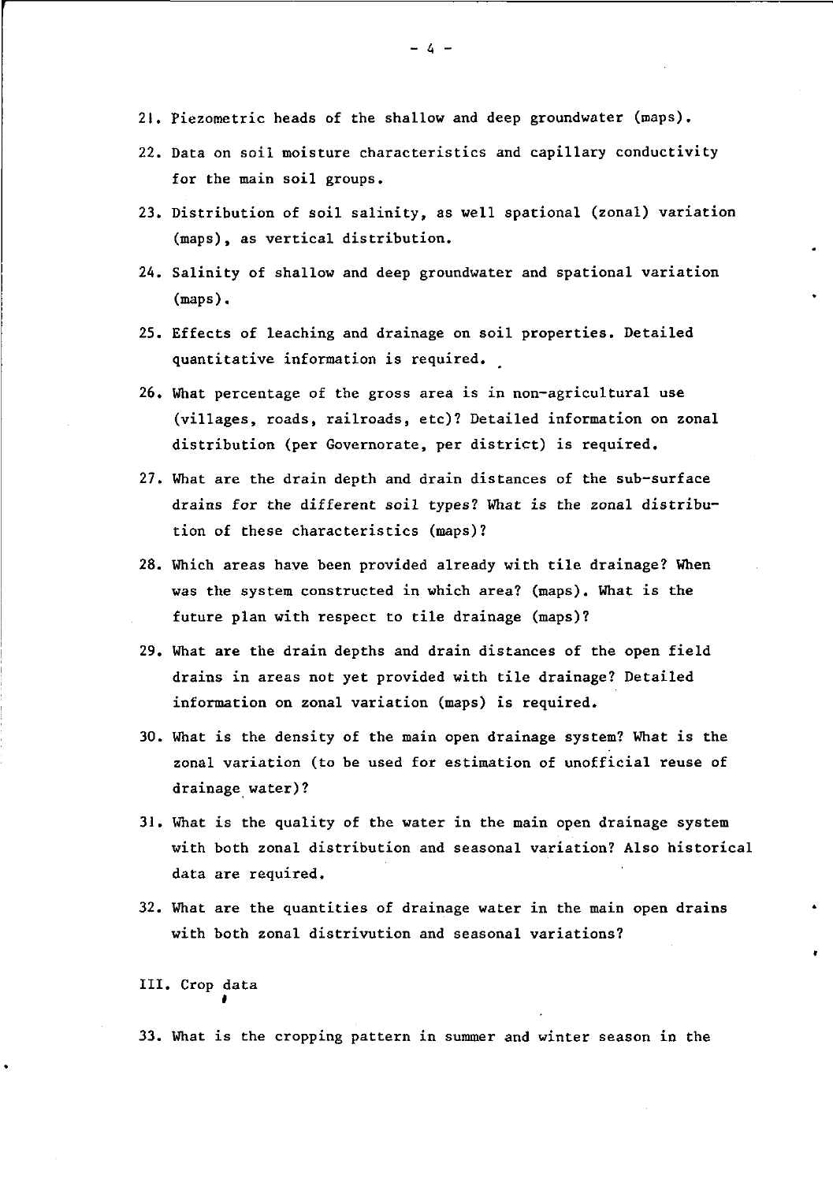21. Piezometric heads of the shallow and deep groundwater (maps).

22. Data on soil moisture characteristics and capillary conductivity for the main soil groups.

23. Distribution of soil salinity, as well spational (zonal) variation (maps), as vertical distribution.

24. Salinity of shallow and deep groundwater and spational variation (maps).

25. Effects of leaching and drainage on soil properties. Detailed quantitative information is required.

26. What percentage of the gross area is in non-agricultural use (villages, roads, railroads, etc)? Detailed information on zonal distribution (per Governorate, per district) is required.

27. What are the drain depth and drain distances of the sub-surface drains for the different soil types? What is the zonal distribution of these characteristics (maps)?

28. Which areas have been provided already with tile drainage? When was the system constructed in which area? (maps). What is the future plan with respect to tile drainage (maps)?

29. What are the drain depths and drain distances of the open field drains in areas not yet provided with tile drainage? Detailed information on zonal variation (maps) is required.

30. What is the density of the main open drainage system? What is the zonal variation (to be used for estimation of unofficial reuse of drainage water)?

31. What is the quality of the water in the main open drainage system with both zonal distribution and seasonal variation? Also historical data are required.

32. What are the quantities of drainage water in the main open drains with both zonal distrivution and seasonal variations?

III. Crop data

33. What is the cropping pattern in summer and winter season in the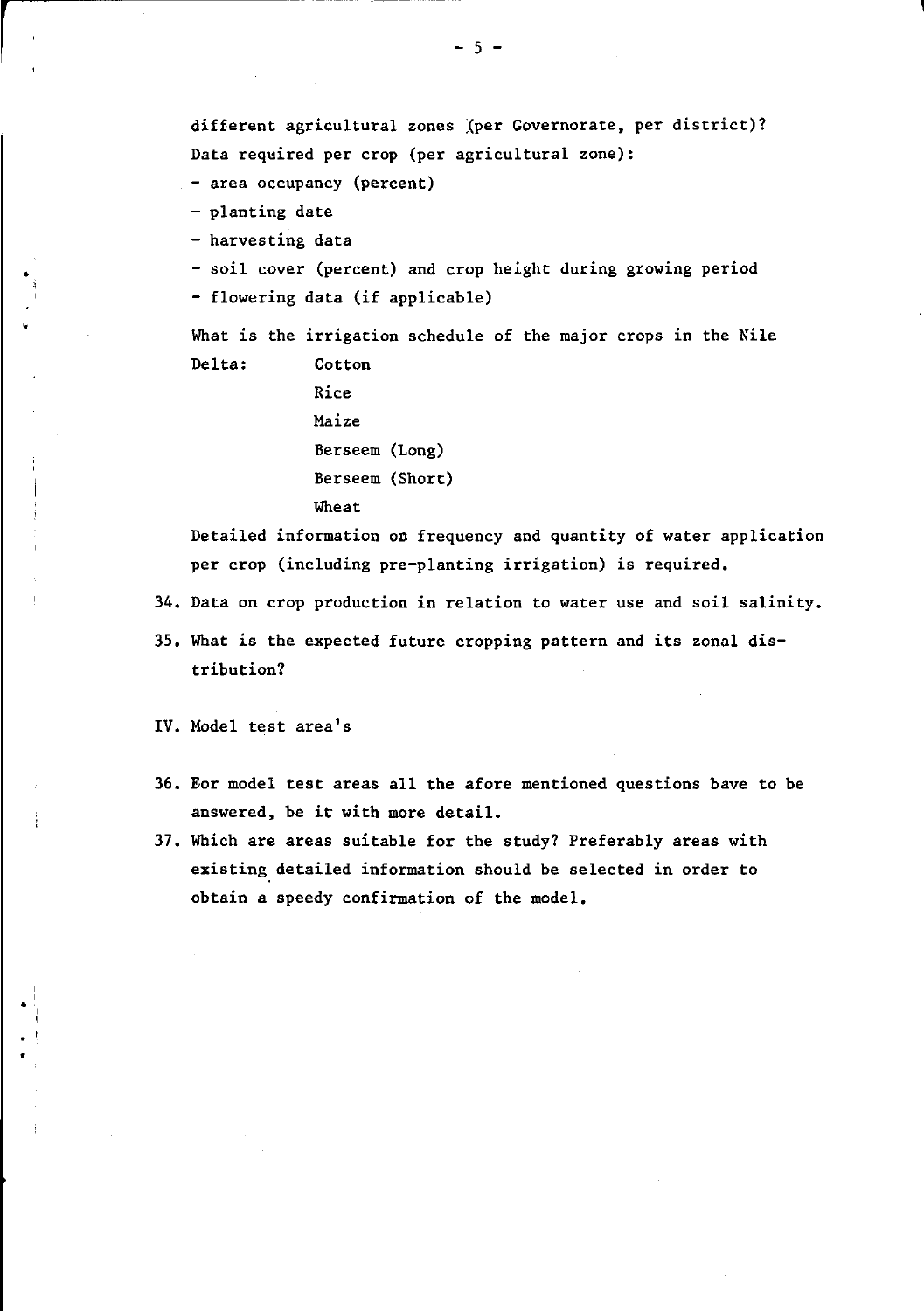different agricultural zones (per Governorate, per district)?
Data required per crop (per agricultural zone):

- area occupancy (percent)
- planting date
- harvesting data
- soil cover (percent) and crop height during growing period
- flowering data (if applicable)

What is the irrigation schedule of the major crops in the Nile Delta:

- Cotton
- Rice
- Maize
- Berseem (Long)
- Berseem (Short)
- Wheat

Detailed information on frequency and quantity of water application per crop (including pre-planting irrigation) is required.

34. Data on crop production in relation to water use and soil salinity.
35. What is the expected future cropping pattern and its zonal distribution?

## IV. Model test area's

36. Eor model test areas all the afore mentioned questions bave to be answered, be it with more detail.
37. Which are areas suitable for the study? Preferably areas with existing detailed information should be selected in order to obtain a speedy confirmation of the model.